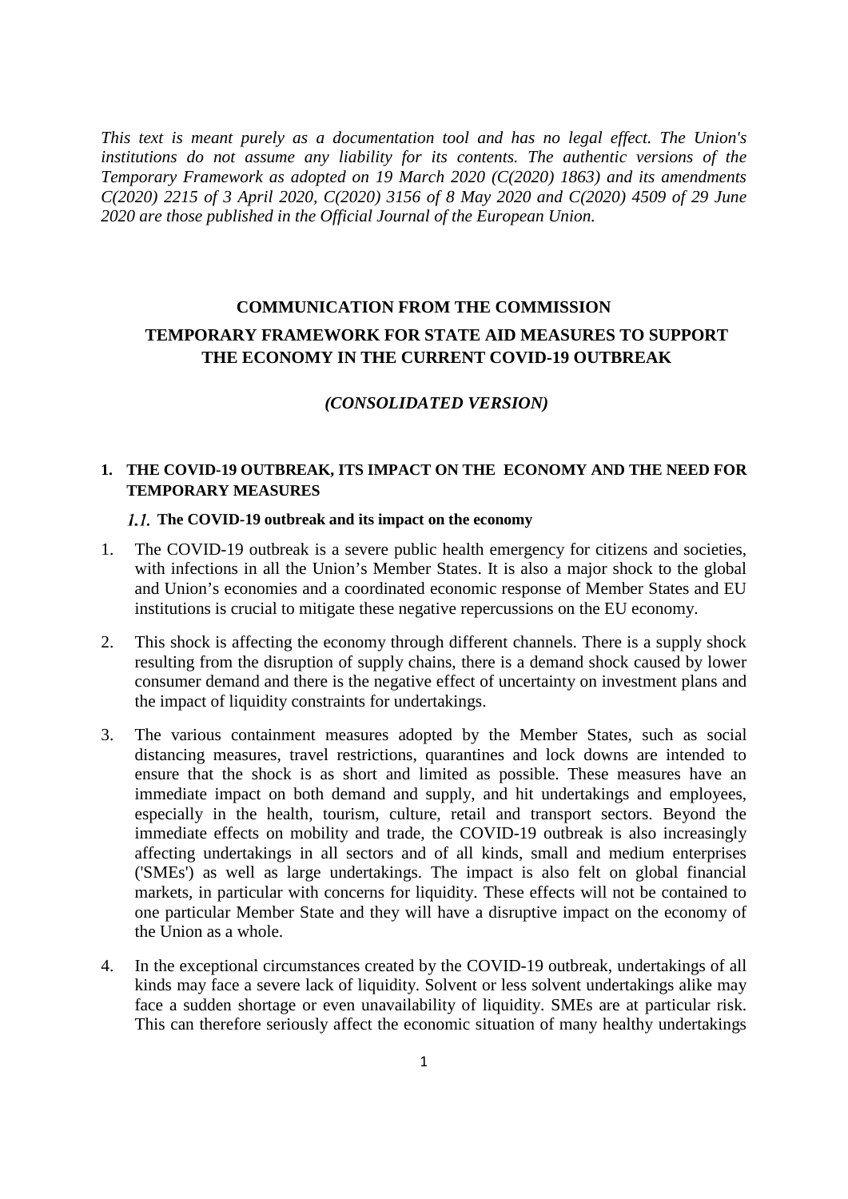*This text is meant purely as a documentation tool and has no legal effect. The Union's institutions do not assume any liability for its contents. The authentic versions of the Temporary Framework as adopted on 19 March 2020 (C(2020) 1863) and its amendments C(2020) 2215 of 3 April 2020, C(2020) 3156 of 8 May 2020 and C(2020) 4509 of 29 June 2020 are those published in the Official Journal of the European Union.*

# COMMUNICATION FROM THE COMMISSION

# TEMPORARY FRAMEWORK FOR STATE AID MEASURES TO SUPPORT THE ECONOMY IN THE CURRENT COVID-19 OUTBREAK

*(CONSOLIDATED VERSION)*

## 1. THE COVID-19 OUTBREAK, ITS IMPACT ON THE ECONOMY AND THE NEED FOR TEMPORARY MEASURES

### *1.1.* The COVID-19 outbreak and its impact on the economy

1. The COVID-19 outbreak is a severe public health emergency for citizens and societies, with infections in all the Union's Member States. It is also a major shock to the global and Union's economies and a coordinated economic response of Member States and EU institutions is crucial to mitigate these negative repercussions on the EU economy.

2. This shock is affecting the economy through different channels. There is a supply shock resulting from the disruption of supply chains, there is a demand shock caused by lower consumer demand and there is the negative effect of uncertainty on investment plans and the impact of liquidity constraints for undertakings.

3. The various containment measures adopted by the Member States, such as social distancing measures, travel restrictions, quarantines and lock downs are intended to ensure that the shock is as short and limited as possible. These measures have an immediate impact on both demand and supply, and hit undertakings and employees, especially in the health, tourism, culture, retail and transport sectors. Beyond the immediate effects on mobility and trade, the COVID-19 outbreak is also increasingly affecting undertakings in all sectors and of all kinds, small and medium enterprises ('SMEs') as well as large undertakings. The impact is also felt on global financial markets, in particular with concerns for liquidity. These effects will not be contained to one particular Member State and they will have a disruptive impact on the economy of the Union as a whole.

4. In the exceptional circumstances created by the COVID-19 outbreak, undertakings of all kinds may face a severe lack of liquidity. Solvent or less solvent undertakings alike may face a sudden shortage or even unavailability of liquidity. SMEs are at particular risk. This can therefore seriously affect the economic situation of many healthy undertakings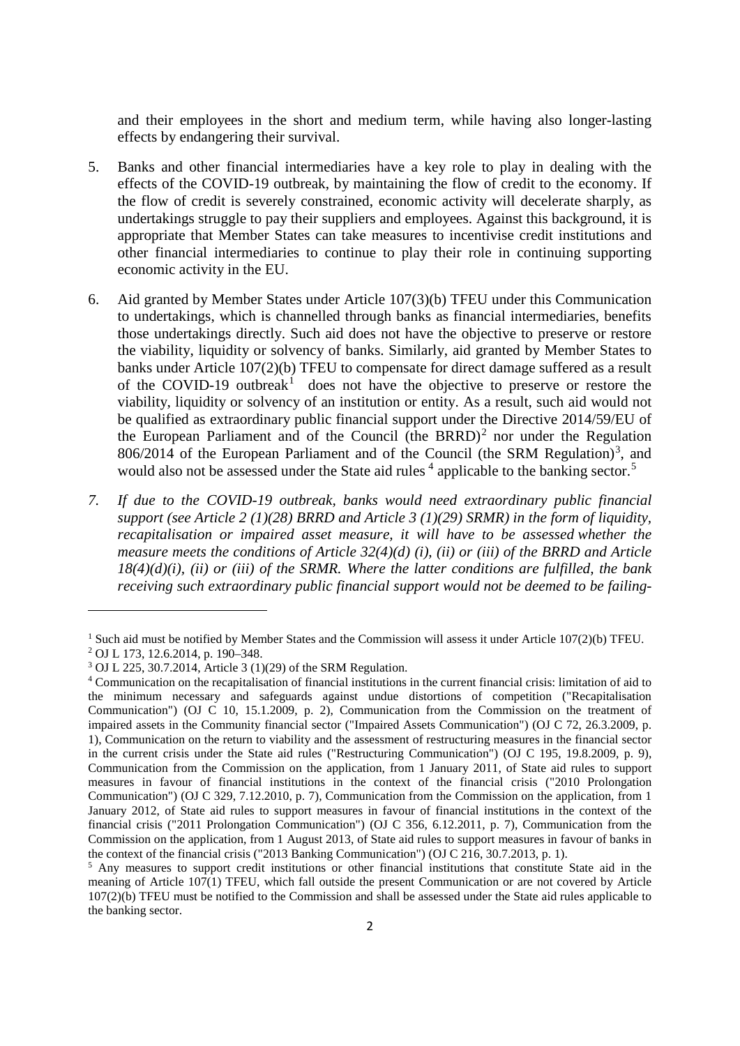and their employees in the short and medium term, while having also longer-lasting effects by endangering their survival.

5. Banks and other financial intermediaries have a key role to play in dealing with the effects of the COVID-19 outbreak, by maintaining the flow of credit to the economy. If the flow of credit is severely constrained, economic activity will decelerate sharply, as undertakings struggle to pay their suppliers and employees. Against this background, it is appropriate that Member States can take measures to incentivise credit institutions and other financial intermediaries to continue to play their role in continuing supporting economic activity in the EU.

6. Aid granted by Member States under Article 107(3)(b) TFEU under this Communication to undertakings, which is channelled through banks as financial intermediaries, benefits those undertakings directly. Such aid does not have the objective to preserve or restore the viability, liquidity or solvency of banks. Similarly, aid granted by Member States to banks under Article 107(2)(b) TFEU to compensate for direct damage suffered as a result of the COVID-19 outbreak[1] does not have the objective to preserve or restore the viability, liquidity or solvency of an institution or entity. As a result, such aid would not be qualified as extraordinary public financial support under the Directive 2014/59/EU of the European Parliament and of the Council (the BRRD)[2] nor under the Regulation 806/2014 of the European Parliament and of the Council (the SRM Regulation)[3], and would also not be assessed under the State aid rules[4] applicable to the banking sector.[5]

7. *If due to the COVID-19 outbreak, banks would need extraordinary public financial support (see Article 2 (1)(28) BRRD and Article 3 (1)(29) SRMR) in the form of liquidity, recapitalisation or impaired asset measure, it will have to be assessed whether the measure meets the conditions of Article 32(4)(d) (i), (ii) or (iii) of the BRRD and Article 18(4)(d)(i), (ii) or (iii) of the SRMR. Where the latter conditions are fulfilled, the bank receiving such extraordinary public financial support would not be deemed to be failing-*

---

[1] Such aid must be notified by Member States and the Commission will assess it under Article 107(2)(b) TFEU.

[2] OJ L 173, 12.6.2014, p. 190–348.

[3] OJ L 225, 30.7.2014, Article 3 (1)(29) of the SRM Regulation.

[4] Communication on the recapitalisation of financial institutions in the current financial crisis: limitation of aid to the minimum necessary and safeguards against undue distortions of competition ("Recapitalisation Communication") (OJ C 10, 15.1.2009, p. 2), Communication from the Commission on the treatment of impaired assets in the Community financial sector ("Impaired Assets Communication") (OJ C 72, 26.3.2009, p. 1), Communication on the return to viability and the assessment of restructuring measures in the financial sector in the current crisis under the State aid rules ("Restructuring Communication") (OJ C 195, 19.8.2009, p. 9), Communication from the Commission on the application, from 1 January 2011, of State aid rules to support measures in favour of financial institutions in the context of the financial crisis ("2010 Prolongation Communication") (OJ C 329, 7.12.2010, p. 7), Communication from the Commission on the application, from 1 January 2012, of State aid rules to support measures in favour of financial institutions in the context of the financial crisis ("2011 Prolongation Communication") (OJ C 356, 6.12.2011, p. 7), Communication from the Commission on the application, from 1 August 2013, of State aid rules to support measures in favour of banks in the context of the financial crisis ("2013 Banking Communication") (OJ C 216, 30.7.2013, p. 1).

[5] Any measures to support credit institutions or other financial institutions that constitute State aid in the meaning of Article 107(1) TFEU, which fall outside the present Communication or are not covered by Article 107(2)(b) TFEU must be notified to the Commission and shall be assessed under the State aid rules applicable to the banking sector.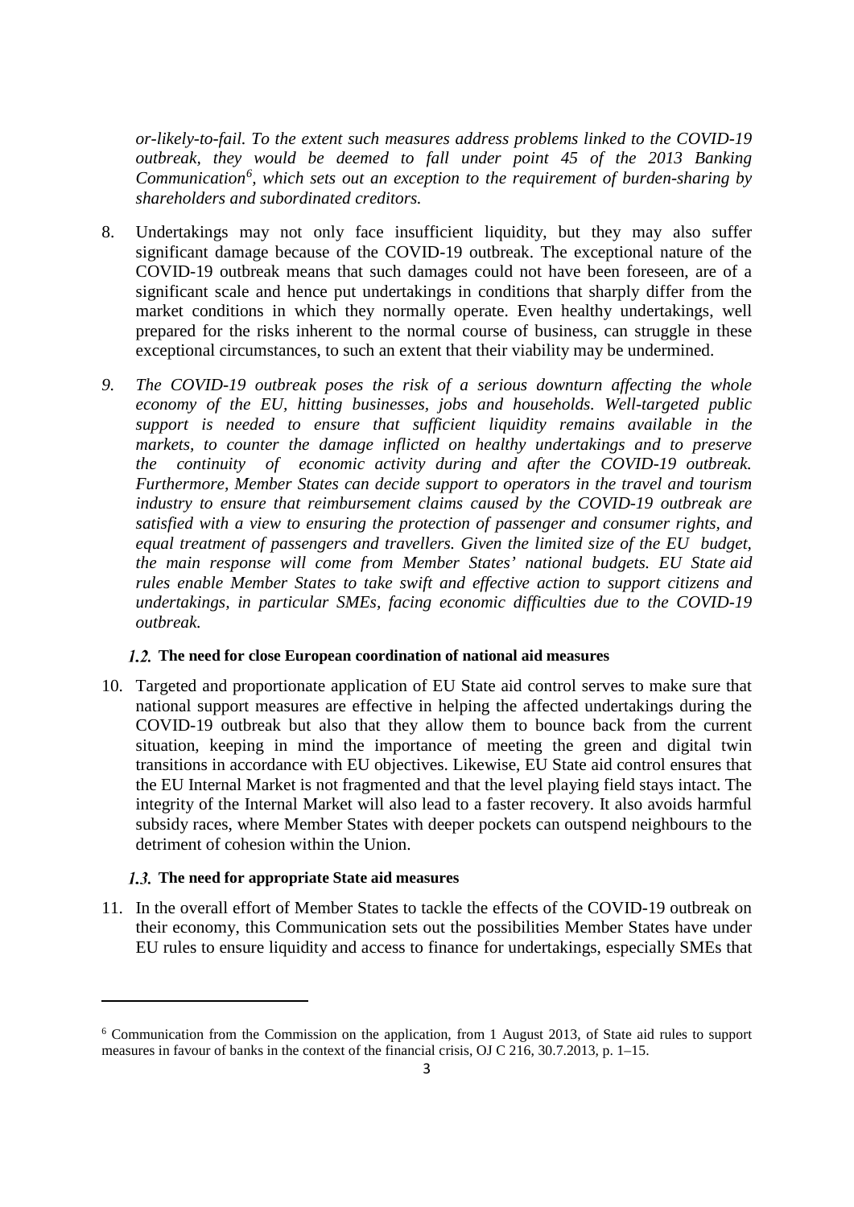*or-likely-to-fail. To the extent such measures address problems linked to the COVID-19 outbreak, they would be deemed to fall under point 45 of the 2013 Banking Communication[6], which sets out an exception to the requirement of burden-sharing by shareholders and subordinated creditors.*

8. Undertakings may not only face insufficient liquidity, but they may also suffer significant damage because of the COVID-19 outbreak. The exceptional nature of the COVID-19 outbreak means that such damages could not have been foreseen, are of a significant scale and hence put undertakings in conditions that sharply differ from the market conditions in which they normally operate. Even healthy undertakings, well prepared for the risks inherent to the normal course of business, can struggle in these exceptional circumstances, to such an extent that their viability may be undermined.

9. *The COVID-19 outbreak poses the risk of a serious downturn affecting the whole economy of the EU, hitting businesses, jobs and households. Well-targeted public support is needed to ensure that sufficient liquidity remains available in the markets, to counter the damage inflicted on healthy undertakings and to preserve the continuity of economic activity during and after the COVID-19 outbreak. Furthermore, Member States can decide support to operators in the travel and tourism industry to ensure that reimbursement claims caused by the COVID-19 outbreak are satisfied with a view to ensuring the protection of passenger and consumer rights, and equal treatment of passengers and travellers. Given the limited size of the EU budget, the main response will come from Member States' national budgets. EU State aid rules enable Member States to take swift and effective action to support citizens and undertakings, in particular SMEs, facing economic difficulties due to the COVID-19 outbreak.*

### *1.2.* The need for close European coordination of national aid measures

10. Targeted and proportionate application of EU State aid control serves to make sure that national support measures are effective in helping the affected undertakings during the COVID-19 outbreak but also that they allow them to bounce back from the current situation, keeping in mind the importance of meeting the green and digital twin transitions in accordance with EU objectives. Likewise, EU State aid control ensures that the EU Internal Market is not fragmented and that the level playing field stays intact. The integrity of the Internal Market will also lead to a faster recovery. It also avoids harmful subsidy races, where Member States with deeper pockets can outspend neighbours to the detriment of cohesion within the Union.

### *1.3.* The need for appropriate State aid measures

11. In the overall effort of Member States to tackle the effects of the COVID-19 outbreak on their economy, this Communication sets out the possibilities Member States have under EU rules to ensure liquidity and access to finance for undertakings, especially SMEs that

---

[6] Communication from the Commission on the application, from 1 August 2013, of State aid rules to support measures in favour of banks in the context of the financial crisis, OJ C 216, 30.7.2013, p. 1–15.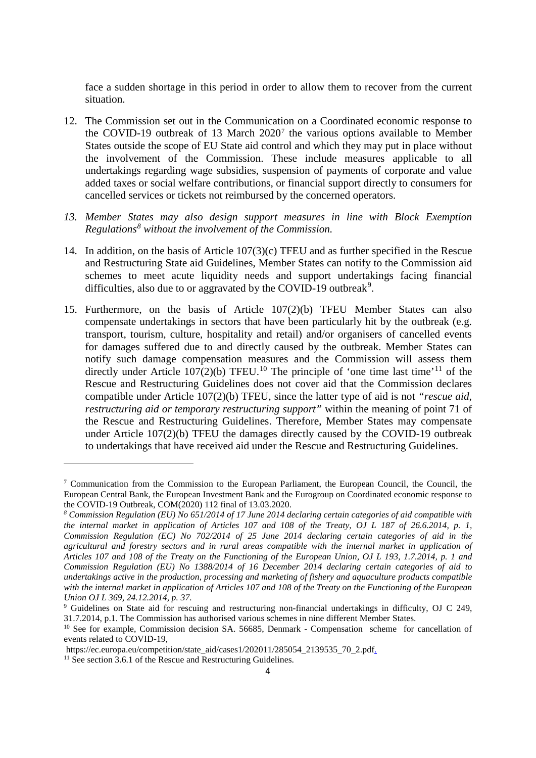face a sudden shortage in this period in order to allow them to recover from the current situation.

12. The Commission set out in the Communication on a Coordinated economic response to the COVID-19 outbreak of 13 March 2020[7] the various options available to Member States outside the scope of EU State aid control and which they may put in place without the involvement of the Commission. These include measures applicable to all undertakings regarding wage subsidies, suspension of payments of corporate and value added taxes or social welfare contributions, or financial support directly to consumers for cancelled services or tickets not reimbursed by the concerned operators.

13. *Member States may also design support measures in line with Block Exemption Regulations[8] without the involvement of the Commission.*

14. In addition, on the basis of Article 107(3)(c) TFEU and as further specified in the Rescue and Restructuring State aid Guidelines, Member States can notify to the Commission aid schemes to meet acute liquidity needs and support undertakings facing financial difficulties, also due to or aggravated by the COVID-19 outbreak[9].

15. Furthermore, on the basis of Article 107(2)(b) TFEU Member States can also compensate undertakings in sectors that have been particularly hit by the outbreak (e.g. transport, tourism, culture, hospitality and retail) and/or organisers of cancelled events for damages suffered due to and directly caused by the outbreak. Member States can notify such damage compensation measures and the Commission will assess them directly under Article 107(2)(b) TFEU.[10] The principle of 'one time last time'[11] of the Rescue and Restructuring Guidelines does not cover aid that the Commission declares compatible under Article 107(2)(b) TFEU, since the latter type of aid is not *"rescue aid, restructuring aid or temporary restructuring support"* within the meaning of point 71 of the Rescue and Restructuring Guidelines. Therefore, Member States may compensate under Article 107(2)(b) TFEU the damages directly caused by the COVID-19 outbreak to undertakings that have received aid under the Rescue and Restructuring Guidelines.

---

[7] Communication from the Commission to the European Parliament, the European Council, the Council, the European Central Bank, the European Investment Bank and the Eurogroup on Coordinated economic response to the COVID-19 Outbreak, COM(2020) 112 final of 13.03.2020.

[8] *Commission Regulation (EU) No 651/2014 of 17 June 2014 declaring certain categories of aid compatible with the internal market in application of Articles 107 and 108 of the Treaty, OJ L 187 of 26.6.2014, p. 1, Commission Regulation (EC) No 702/2014 of 25 June 2014 declaring certain categories of aid in the agricultural and forestry sectors and in rural areas compatible with the internal market in application of Articles 107 and 108 of the Treaty on the Functioning of the European Union, OJ L 193, 1.7.2014, p. 1 and Commission Regulation (EU) No 1388/2014 of 16 December 2014 declaring certain categories of aid to undertakings active in the production, processing and marketing of fishery and aquaculture products compatible with the internal market in application of Articles 107 and 108 of the Treaty on the Functioning of the European Union OJ L 369, 24.12.2014, p. 37.*

[9] Guidelines on State aid for rescuing and restructuring non-financial undertakings in difficulty, OJ C 249, 31.7.2014, p.1. The Commission has authorised various schemes in nine different Member States.

[10] See for example, Commission decision SA. 56685, Denmark - Compensation scheme for cancellation of events related to COVID-19,
https://ec.europa.eu/competition/state_aid/cases1/202011/285054_2139535_70_2.pdf.

[11] See section 3.6.1 of the Rescue and Restructuring Guidelines.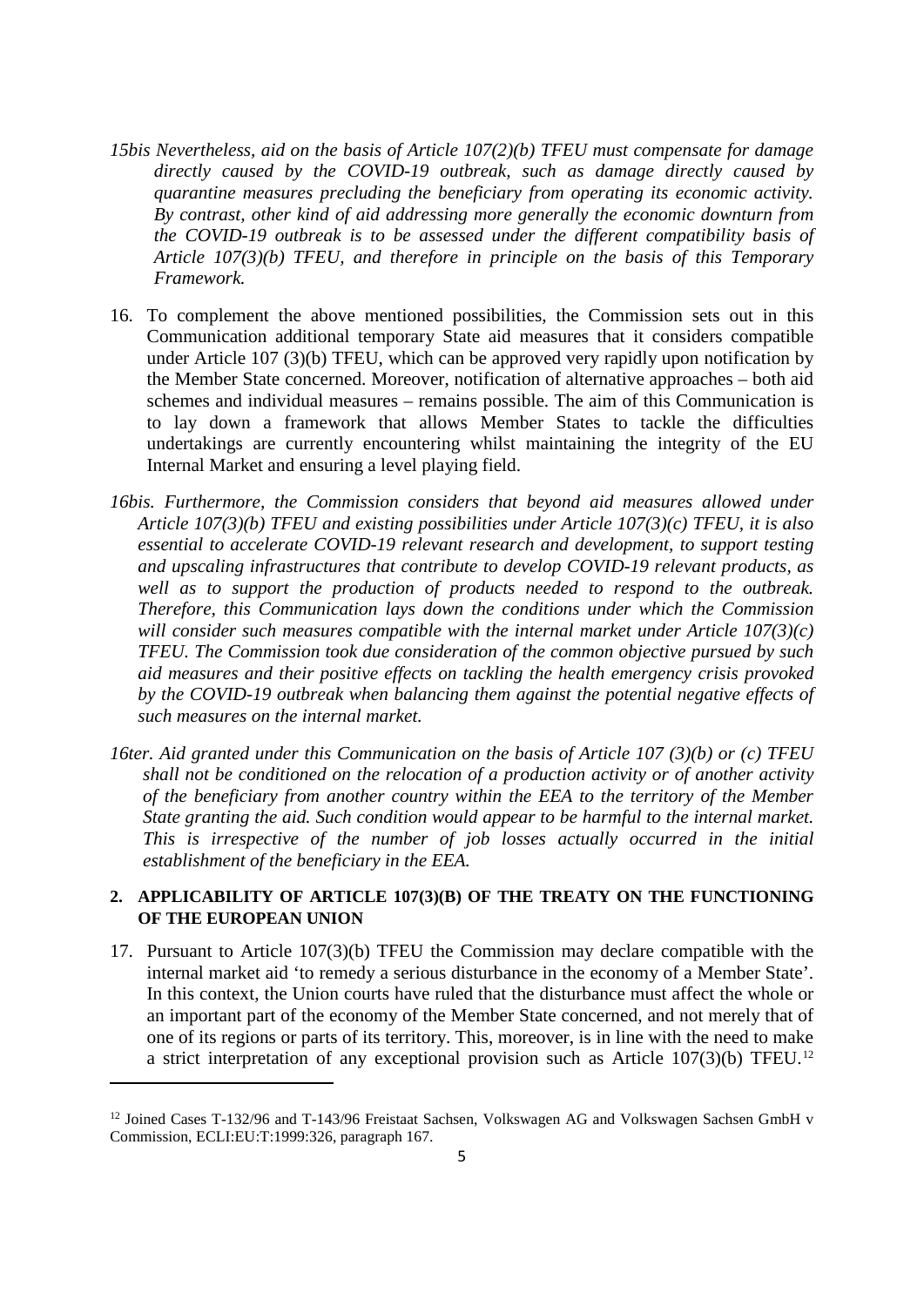*15bis Nevertheless, aid on the basis of Article 107(2)(b) TFEU must compensate for damage directly caused by the COVID-19 outbreak, such as damage directly caused by quarantine measures precluding the beneficiary from operating its economic activity. By contrast, other kind of aid addressing more generally the economic downturn from the COVID-19 outbreak is to be assessed under the different compatibility basis of Article 107(3)(b) TFEU, and therefore in principle on the basis of this Temporary Framework.*

16. To complement the above mentioned possibilities, the Commission sets out in this Communication additional temporary State aid measures that it considers compatible under Article 107 (3)(b) TFEU, which can be approved very rapidly upon notification by the Member State concerned. Moreover, notification of alternative approaches – both aid schemes and individual measures – remains possible. The aim of this Communication is to lay down a framework that allows Member States to tackle the difficulties undertakings are currently encountering whilst maintaining the integrity of the EU Internal Market and ensuring a level playing field.

*16bis. Furthermore, the Commission considers that beyond aid measures allowed under Article 107(3)(b) TFEU and existing possibilities under Article 107(3)(c) TFEU, it is also essential to accelerate COVID-19 relevant research and development, to support testing and upscaling infrastructures that contribute to develop COVID-19 relevant products, as well as to support the production of products needed to respond to the outbreak. Therefore, this Communication lays down the conditions under which the Commission will consider such measures compatible with the internal market under Article 107(3)(c) TFEU. The Commission took due consideration of the common objective pursued by such aid measures and their positive effects on tackling the health emergency crisis provoked by the COVID-19 outbreak when balancing them against the potential negative effects of such measures on the internal market.*

*16ter. Aid granted under this Communication on the basis of Article 107 (3)(b) or (c) TFEU shall not be conditioned on the relocation of a production activity or of another activity of the beneficiary from another country within the EEA to the territory of the Member State granting the aid. Such condition would appear to be harmful to the internal market. This is irrespective of the number of job losses actually occurred in the initial establishment of the beneficiary in the EEA.*

## 2. APPLICABILITY OF ARTICLE 107(3)(B) OF THE TREATY ON THE FUNCTIONING OF THE EUROPEAN UNION

17. Pursuant to Article 107(3)(b) TFEU the Commission may declare compatible with the internal market aid 'to remedy a serious disturbance in the economy of a Member State'. In this context, the Union courts have ruled that the disturbance must affect the whole or an important part of the economy of the Member State concerned, and not merely that of one of its regions or parts of its territory. This, moreover, is in line with the need to make a strict interpretation of any exceptional provision such as Article 107(3)(b) TFEU.[12]

[12] Joined Cases T-132/96 and T-143/96 Freistaat Sachsen, Volkswagen AG and Volkswagen Sachsen GmbH v Commission, ECLI:EU:T:1999:326, paragraph 167.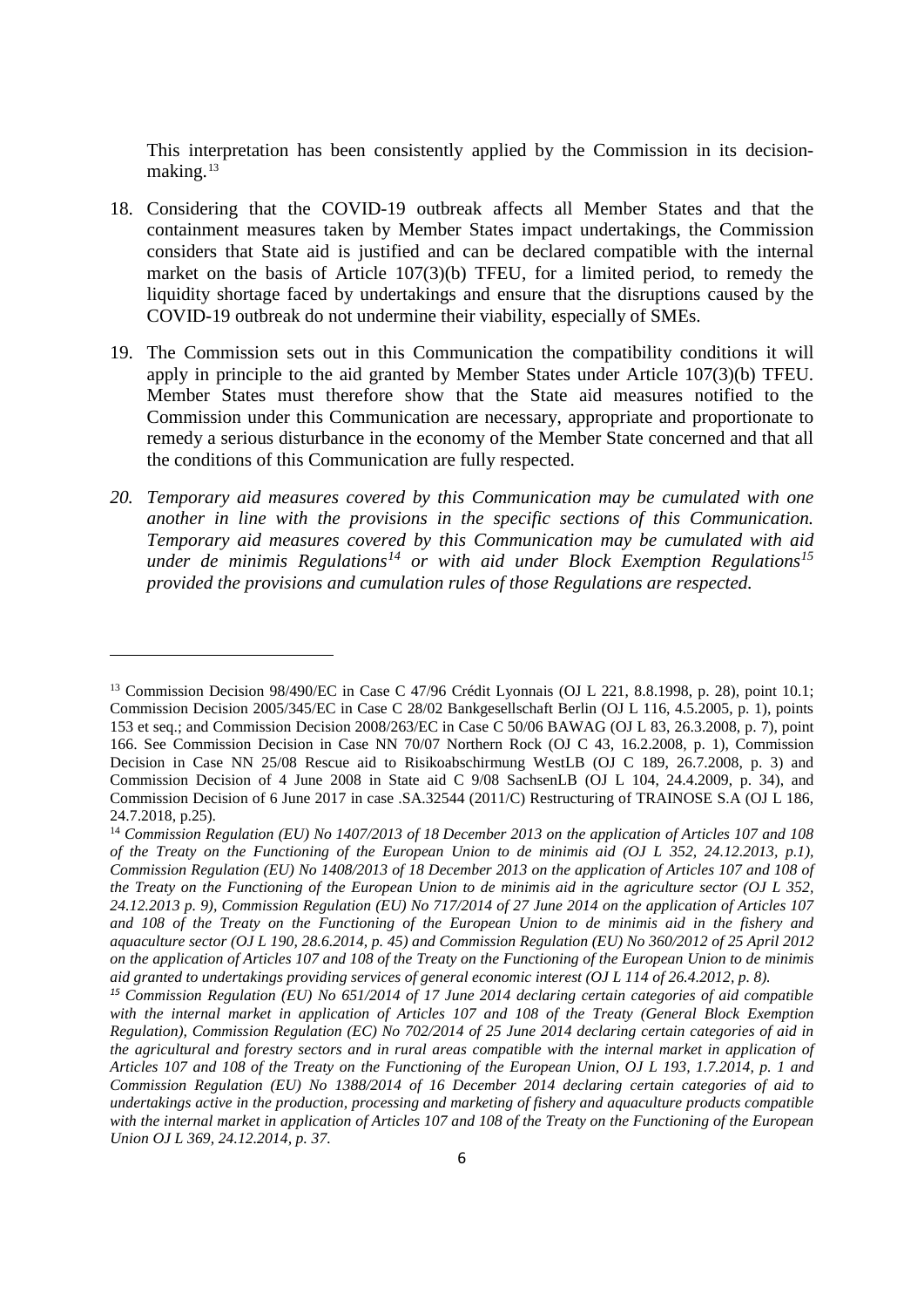This interpretation has been consistently applied by the Commission in its decision-making.[13]

18. Considering that the COVID-19 outbreak affects all Member States and that the containment measures taken by Member States impact undertakings, the Commission considers that State aid is justified and can be declared compatible with the internal market on the basis of Article 107(3)(b) TFEU, for a limited period, to remedy the liquidity shortage faced by undertakings and ensure that the disruptions caused by the COVID-19 outbreak do not undermine their viability, especially of SMEs.

19. The Commission sets out in this Communication the compatibility conditions it will apply in principle to the aid granted by Member States under Article 107(3)(b) TFEU. Member States must therefore show that the State aid measures notified to the Commission under this Communication are necessary, appropriate and proportionate to remedy a serious disturbance in the economy of the Member State concerned and that all the conditions of this Communication are fully respected.

*20. Temporary aid measures covered by this Communication may be cumulated with one another in line with the provisions in the specific sections of this Communication. Temporary aid measures covered by this Communication may be cumulated with aid under de minimis Regulations[14] or with aid under Block Exemption Regulations[15] provided the provisions and cumulation rules of those Regulations are respected.*

---

[13] Commission Decision 98/490/EC in Case C 47/96 Crédit Lyonnais (OJ L 221, 8.8.1998, p. 28), point 10.1; Commission Decision 2005/345/EC in Case C 28/02 Bankgesellschaft Berlin (OJ L 116, 4.5.2005, p. 1), points 153 et seq.; and Commission Decision 2008/263/EC in Case C 50/06 BAWAG (OJ L 83, 26.3.2008, p. 7), point 166. See Commission Decision in Case NN 70/07 Northern Rock (OJ C 43, 16.2.2008, p. 1), Commission Decision in Case NN 25/08 Rescue aid to Risikoabschirmung WestLB (OJ C 189, 26.7.2008, p. 3) and Commission Decision of 4 June 2008 in State aid C 9/08 SachsenLB (OJ L 104, 24.4.2009, p. 34), and Commission Decision of 6 June 2017 in case .SA.32544 (2011/C) Restructuring of TRAINOSE S.A (OJ L 186, 24.7.2018, p.25).

[14] *Commission Regulation (EU) No 1407/2013 of 18 December 2013 on the application of Articles 107 and 108 of the Treaty on the Functioning of the European Union to de minimis aid (OJ L 352, 24.12.2013, p.1), Commission Regulation (EU) No 1408/2013 of 18 December 2013 on the application of Articles 107 and 108 of the Treaty on the Functioning of the European Union to de minimis aid in the agriculture sector (OJ L 352, 24.12.2013 p. 9), Commission Regulation (EU) No 717/2014 of 27 June 2014 on the application of Articles 107 and 108 of the Treaty on the Functioning of the European Union to de minimis aid in the fishery and aquaculture sector (OJ L 190, 28.6.2014, p. 45) and Commission Regulation (EU) No 360/2012 of 25 April 2012 on the application of Articles 107 and 108 of the Treaty on the Functioning of the European Union to de minimis aid granted to undertakings providing services of general economic interest (OJ L 114 of 26.4.2012, p. 8).*

[15] *Commission Regulation (EU) No 651/2014 of 17 June 2014 declaring certain categories of aid compatible with the internal market in application of Articles 107 and 108 of the Treaty (General Block Exemption Regulation), Commission Regulation (EC) No 702/2014 of 25 June 2014 declaring certain categories of aid in the agricultural and forestry sectors and in rural areas compatible with the internal market in application of Articles 107 and 108 of the Treaty on the Functioning of the European Union, OJ L 193, 1.7.2014, p. 1 and Commission Regulation (EU) No 1388/2014 of 16 December 2014 declaring certain categories of aid to undertakings active in the production, processing and marketing of fishery and aquaculture products compatible with the internal market in application of Articles 107 and 108 of the Treaty on the Functioning of the European Union OJ L 369, 24.12.2014, p. 37.*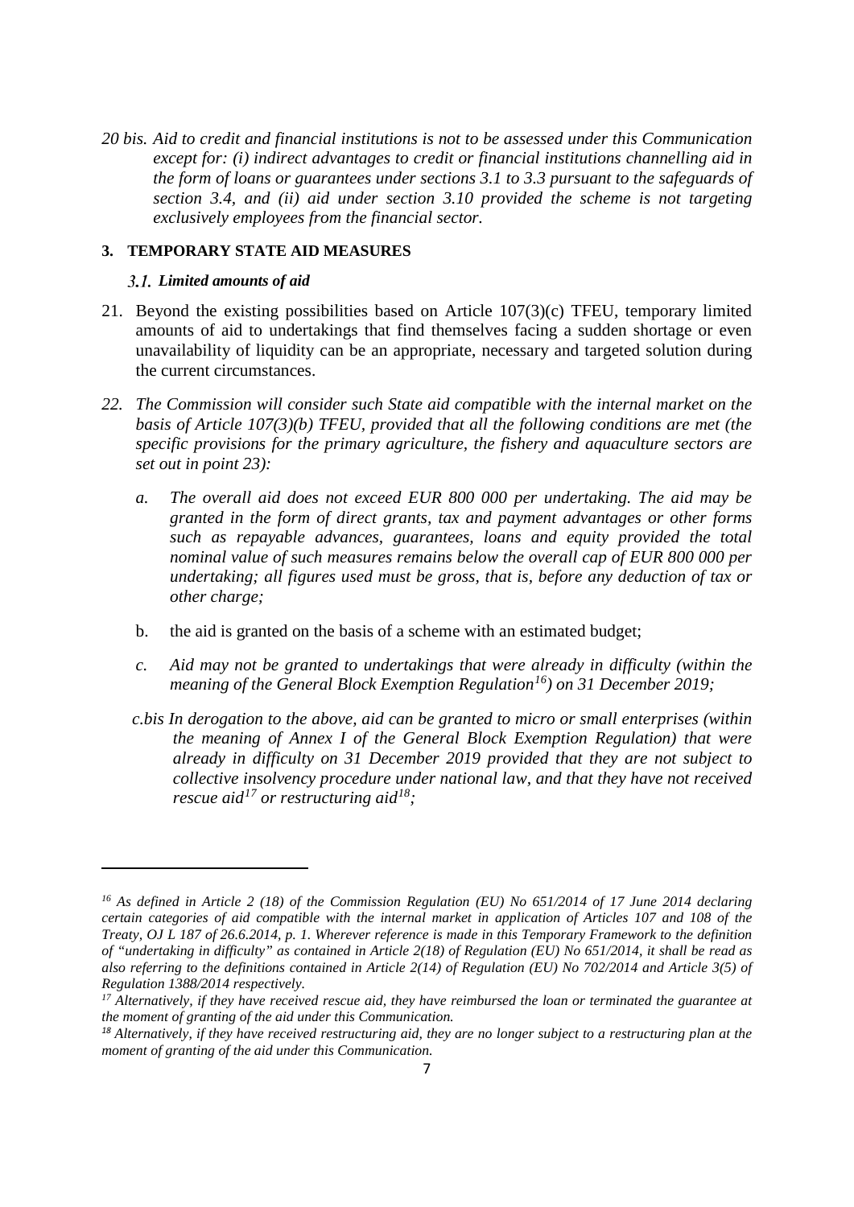*20 bis. Aid to credit and financial institutions is not to be assessed under this Communication except for: (i) indirect advantages to credit or financial institutions channelling aid in the form of loans or guarantees under sections 3.1 to 3.3 pursuant to the safeguards of section 3.4, and (ii) aid under section 3.10 provided the scheme is not targeting exclusively employees from the financial sector.*

## 3. TEMPORARY STATE AID MEASURES

### *3.1. Limited amounts of aid*

21. Beyond the existing possibilities based on Article 107(3)(c) TFEU, temporary limited amounts of aid to undertakings that find themselves facing a sudden shortage or even unavailability of liquidity can be an appropriate, necessary and targeted solution during the current circumstances.

*22. The Commission will consider such State aid compatible with the internal market on the basis of Article 107(3)(b) TFEU, provided that all the following conditions are met (the specific provisions for the primary agriculture, the fishery and aquaculture sectors are set out in point 23):*

*a. The overall aid does not exceed EUR 800 000 per undertaking. The aid may be granted in the form of direct grants, tax and payment advantages or other forms such as repayable advances, guarantees, loans and equity provided the total nominal value of such measures remains below the overall cap of EUR 800 000 per undertaking; all figures used must be gross, that is, before any deduction of tax or other charge;*

b. the aid is granted on the basis of a scheme with an estimated budget;

*c. Aid may not be granted to undertakings that were already in difficulty (within the meaning of the General Block Exemption Regulation[16]) on 31 December 2019;*

*c.bis In derogation to the above, aid can be granted to micro or small enterprises (within the meaning of Annex I of the General Block Exemption Regulation) that were already in difficulty on 31 December 2019 provided that they are not subject to collective insolvency procedure under national law, and that they have not received rescue aid[17] or restructuring aid[18];*

---

*[16] As defined in Article 2 (18) of the Commission Regulation (EU) No 651/2014 of 17 June 2014 declaring certain categories of aid compatible with the internal market in application of Articles 107 and 108 of the Treaty, OJ L 187 of 26.6.2014, p. 1. Wherever reference is made in this Temporary Framework to the definition of "undertaking in difficulty" as contained in Article 2(18) of Regulation (EU) No 651/2014, it shall be read as also referring to the definitions contained in Article 2(14) of Regulation (EU) No 702/2014 and Article 3(5) of Regulation 1388/2014 respectively.*

*[17] Alternatively, if they have received rescue aid, they have reimbursed the loan or terminated the guarantee at the moment of granting of the aid under this Communication.*

*[18] Alternatively, if they have received restructuring aid, they are no longer subject to a restructuring plan at the moment of granting of the aid under this Communication.*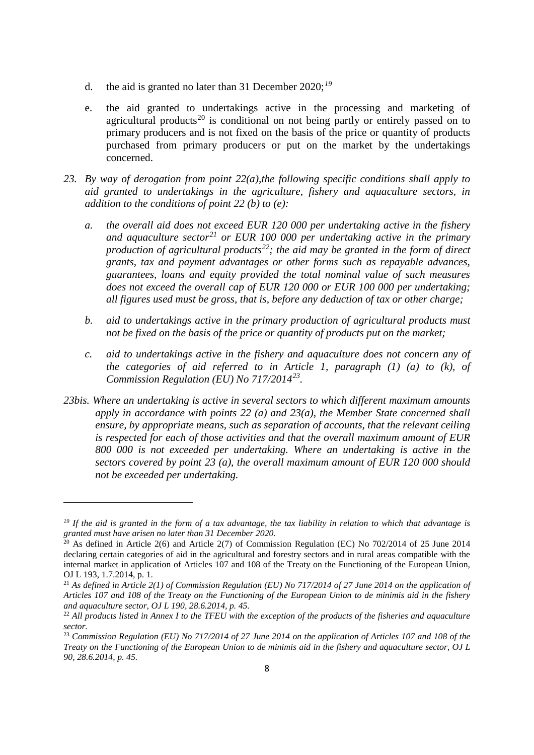d. the aid is granted no later than 31 December 2020;[19]

e. the aid granted to undertakings active in the processing and marketing of agricultural products[20] is conditional on not being partly or entirely passed on to primary producers and is not fixed on the basis of the price or quantity of products purchased from primary producers or put on the market by the undertakings concerned.

*23. By way of derogation from point 22(a),the following specific conditions shall apply to aid granted to undertakings in the agriculture, fishery and aquaculture sectors, in addition to the conditions of point 22 (b) to (e):*

*a. the overall aid does not exceed EUR 120 000 per undertaking active in the fishery and aquaculture sector[21] or EUR 100 000 per undertaking active in the primary production of agricultural products[22]; the aid may be granted in the form of direct grants, tax and payment advantages or other forms such as repayable advances, guarantees, loans and equity provided the total nominal value of such measures does not exceed the overall cap of EUR 120 000 or EUR 100 000 per undertaking; all figures used must be gross, that is, before any deduction of tax or other charge;*

*b. aid to undertakings active in the primary production of agricultural products must not be fixed on the basis of the price or quantity of products put on the market;*

*c. aid to undertakings active in the fishery and aquaculture does not concern any of the categories of aid referred to in Article 1, paragraph (1) (a) to (k), of Commission Regulation (EU) No 717/2014[23].*

*23bis. Where an undertaking is active in several sectors to which different maximum amounts apply in accordance with points 22 (a) and 23(a), the Member State concerned shall ensure, by appropriate means, such as separation of accounts, that the relevant ceiling is respected for each of those activities and that the overall maximum amount of EUR 800 000 is not exceeded per undertaking. Where an undertaking is active in the sectors covered by point 23 (a), the overall maximum amount of EUR 120 000 should not be exceeded per undertaking.*

---

*[19] If the aid is granted in the form of a tax advantage, the tax liability in relation to which that advantage is granted must have arisen no later than 31 December 2020.*

[20] As defined in Article 2(6) and Article 2(7) of Commission Regulation (EC) No 702/2014 of 25 June 2014 declaring certain categories of aid in the agricultural and forestry sectors and in rural areas compatible with the internal market in application of Articles 107 and 108 of the Treaty on the Functioning of the European Union, OJ L 193, 1.7.2014, p. 1.

[21] *As defined in Article 2(1) of Commission Regulation (EU) No 717/2014 of 27 June 2014 on the application of Articles 107 and 108 of the Treaty on the Functioning of the European Union to de minimis aid in the fishery and aquaculture sector, OJ L 190, 28.6.2014, p. 45.*

[22] *All products listed in Annex I to the TFEU with the exception of the products of the fisheries and aquaculture sector.*

[23] *Commission Regulation (EU) No 717/2014 of 27 June 2014 on the application of Articles 107 and 108 of the Treaty on the Functioning of the European Union to de minimis aid in the fishery and aquaculture sector, OJ L 90, 28.6.2014, p. 45.*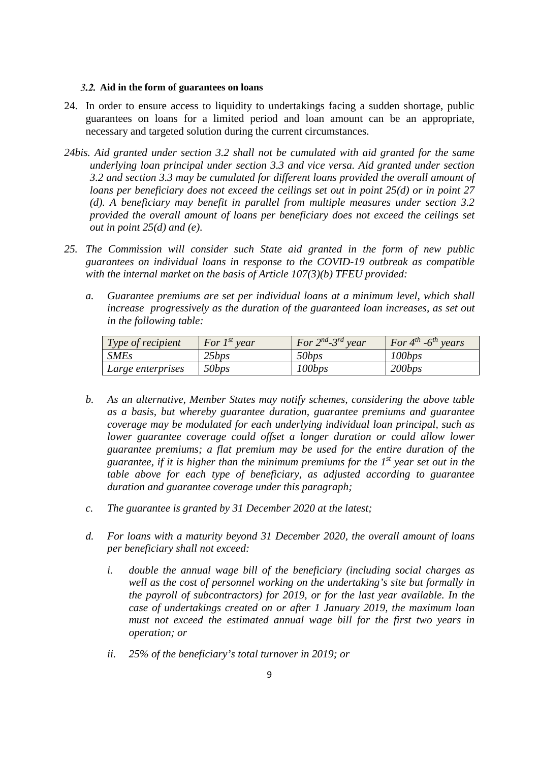### 3.2. Aid in the form of guarantees on loans

24. In order to ensure access to liquidity to undertakings facing a sudden shortage, public guarantees on loans for a limited period and loan amount can be an appropriate, necessary and targeted solution during the current circumstances.

*24bis. Aid granted under section 3.2 shall not be cumulated with aid granted for the same underlying loan principal under section 3.3 and vice versa. Aid granted under section 3.2 and section 3.3 may be cumulated for different loans provided the overall amount of loans per beneficiary does not exceed the ceilings set out in point 25(d) or in point 27 (d). A beneficiary may benefit in parallel from multiple measures under section 3.2 provided the overall amount of loans per beneficiary does not exceed the ceilings set out in point 25(d) and (e).*

*25. The Commission will consider such State aid granted in the form of new public guarantees on individual loans in response to the COVID-19 outbreak as compatible with the internal market on the basis of Article 107(3)(b) TFEU provided:*

*a. Guarantee premiums are set per individual loans at a minimum level, which shall increase progressively as the duration of the guaranteed loan increases, as set out in the following table:*

| *Type of recipient* | *For 1st year* | *For 2nd-3rd year* | *For 4th -6th years* |
|---|---|---|---|
| *SMEs* | *25bps* | *50bps* | *100bps* |
| *Large enterprises* | *50bps* | *100bps* | *200bps* |

*b. As an alternative, Member States may notify schemes, considering the above table as a basis, but whereby guarantee duration, guarantee premiums and guarantee coverage may be modulated for each underlying individual loan principal, such as lower guarantee coverage could offset a longer duration or could allow lower guarantee premiums; a flat premium may be used for the entire duration of the guarantee, if it is higher than the minimum premiums for the 1st year set out in the table above for each type of beneficiary, as adjusted according to guarantee duration and guarantee coverage under this paragraph;*

*c. The guarantee is granted by 31 December 2020 at the latest;*

*d. For loans with a maturity beyond 31 December 2020, the overall amount of loans per beneficiary shall not exceed:*

*i. double the annual wage bill of the beneficiary (including social charges as well as the cost of personnel working on the undertaking's site but formally in the payroll of subcontractors) for 2019, or for the last year available. In the case of undertakings created on or after 1 January 2019, the maximum loan must not exceed the estimated annual wage bill for the first two years in operation; or*

*ii. 25% of the beneficiary's total turnover in 2019; or*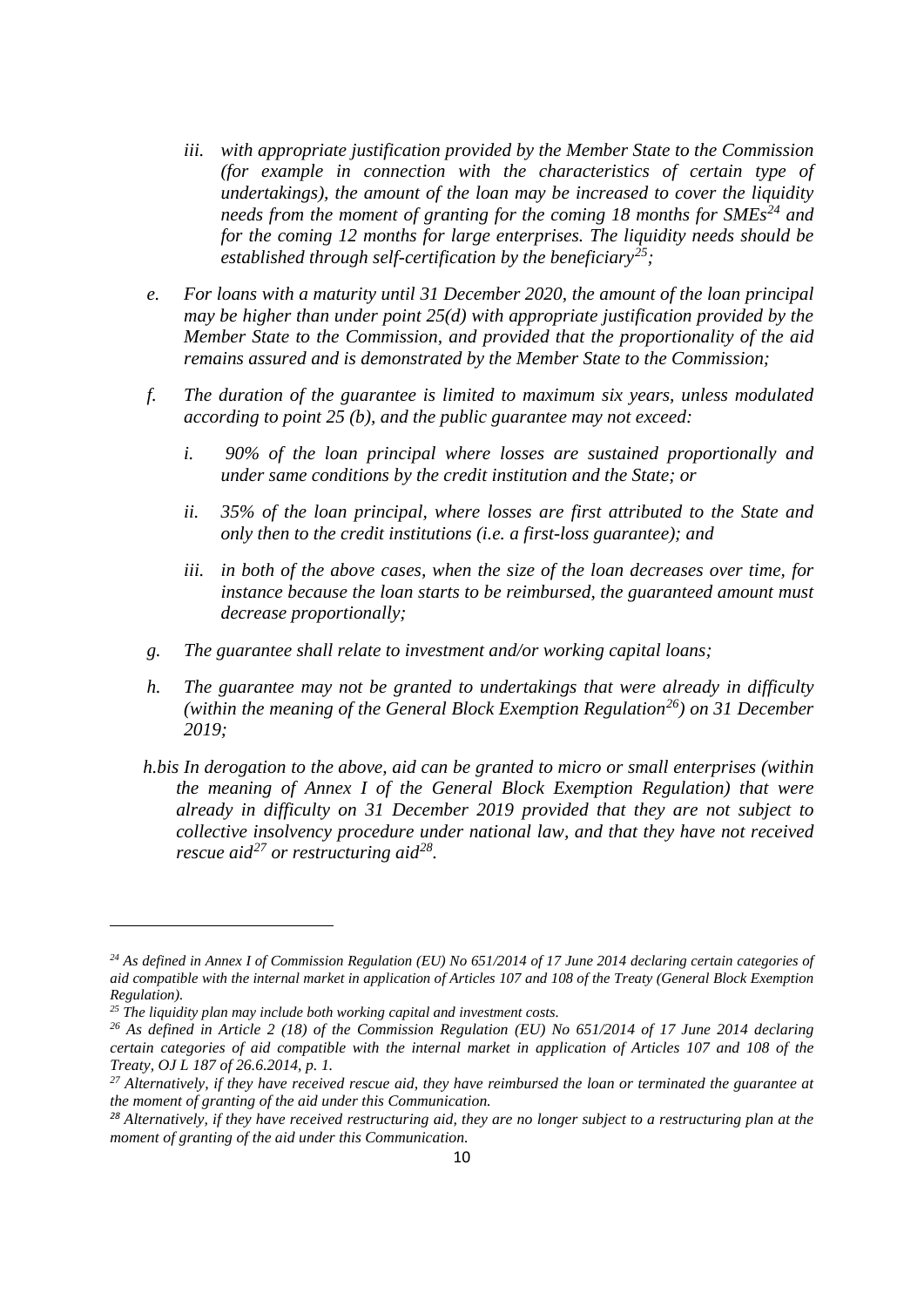*iii. with appropriate justification provided by the Member State to the Commission (for example in connection with the characteristics of certain type of undertakings), the amount of the loan may be increased to cover the liquidity needs from the moment of granting for the coming 18 months for SMEs*[24] *and for the coming 12 months for large enterprises. The liquidity needs should be established through self-certification by the beneficiary*[25]*;*

*e. For loans with a maturity until 31 December 2020, the amount of the loan principal may be higher than under point 25(d) with appropriate justification provided by the Member State to the Commission, and provided that the proportionality of the aid remains assured and is demonstrated by the Member State to the Commission;*

*f. The duration of the guarantee is limited to maximum six years, unless modulated according to point 25 (b), and the public guarantee may not exceed:*

*i. 90% of the loan principal where losses are sustained proportionally and under same conditions by the credit institution and the State; or*

*ii. 35% of the loan principal, where losses are first attributed to the State and only then to the credit institutions (i.e. a first-loss guarantee); and*

*iii. in both of the above cases, when the size of the loan decreases over time, for instance because the loan starts to be reimbursed, the guaranteed amount must decrease proportionally;*

*g. The guarantee shall relate to investment and/or working capital loans;*

*h. The guarantee may not be granted to undertakings that were already in difficulty (within the meaning of the General Block Exemption Regulation*[26]*) on 31 December 2019;*

*h.bis In derogation to the above, aid can be granted to micro or small enterprises (within the meaning of Annex I of the General Block Exemption Regulation) that were already in difficulty on 31 December 2019 provided that they are not subject to collective insolvency procedure under national law, and that they have not received rescue aid*[27] *or restructuring aid*[28]*.*

---

[24] *As defined in Annex I of Commission Regulation (EU) No 651/2014 of 17 June 2014 declaring certain categories of aid compatible with the internal market in application of Articles 107 and 108 of the Treaty (General Block Exemption Regulation).*

[25] *The liquidity plan may include both working capital and investment costs.*

[26] *As defined in Article 2 (18) of the Commission Regulation (EU) No 651/2014 of 17 June 2014 declaring certain categories of aid compatible with the internal market in application of Articles 107 and 108 of the Treaty, OJ L 187 of 26.6.2014, p. 1.*

[27] *Alternatively, if they have received rescue aid, they have reimbursed the loan or terminated the guarantee at the moment of granting of the aid under this Communication.*

[28] *Alternatively, if they have received restructuring aid, they are no longer subject to a restructuring plan at the moment of granting of the aid under this Communication.*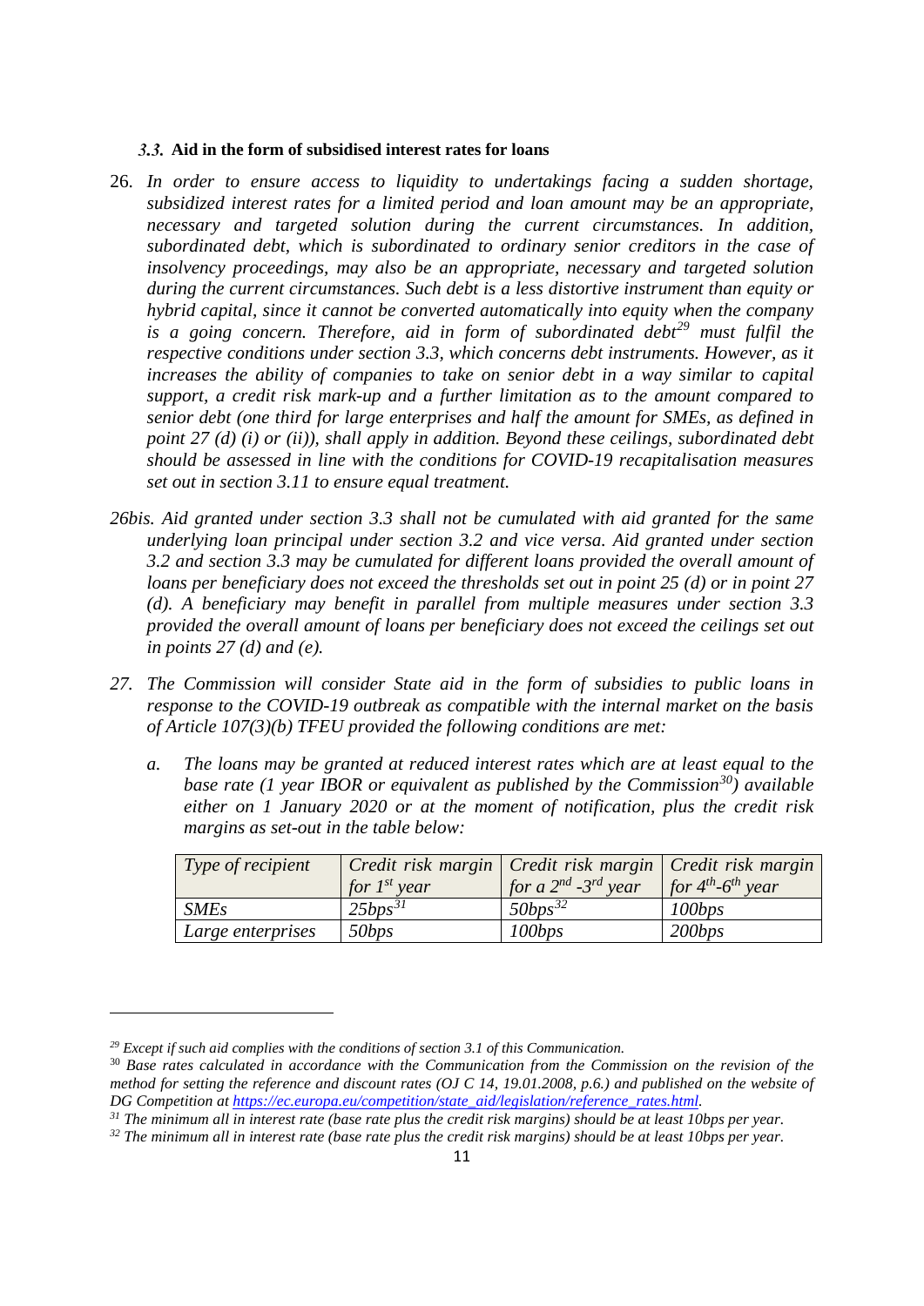### *3.3.* Aid in the form of subsidised interest rates for loans

26. *In order to ensure access to liquidity to undertakings facing a sudden shortage, subsidized interest rates for a limited period and loan amount may be an appropriate, necessary and targeted solution during the current circumstances. In addition, subordinated debt, which is subordinated to ordinary senior creditors in the case of insolvency proceedings, may also be an appropriate, necessary and targeted solution during the current circumstances. Such debt is a less distortive instrument than equity or hybrid capital, since it cannot be converted automatically into equity when the company is a going concern. Therefore, aid in form of subordinated debt*[29] *must fulfil the respective conditions under section 3.3, which concerns debt instruments. However, as it increases the ability of companies to take on senior debt in a way similar to capital support, a credit risk mark-up and a further limitation as to the amount compared to senior debt (one third for large enterprises and half the amount for SMEs, as defined in point 27 (d) (i) or (ii)), shall apply in addition. Beyond these ceilings, subordinated debt should be assessed in line with the conditions for COVID-19 recapitalisation measures set out in section 3.11 to ensure equal treatment.*

*26bis. Aid granted under section 3.3 shall not be cumulated with aid granted for the same underlying loan principal under section 3.2 and vice versa. Aid granted under section 3.2 and section 3.3 may be cumulated for different loans provided the overall amount of loans per beneficiary does not exceed the thresholds set out in point 25 (d) or in point 27 (d). A beneficiary may benefit in parallel from multiple measures under section 3.3 provided the overall amount of loans per beneficiary does not exceed the ceilings set out in points 27 (d) and (e).*

*27. The Commission will consider State aid in the form of subsidies to public loans in response to the COVID-19 outbreak as compatible with the internal market on the basis of Article 107(3)(b) TFEU provided the following conditions are met:*

*a. The loans may be granted at reduced interest rates which are at least equal to the base rate (1 year IBOR or equivalent as published by the Commission*[30]*) available either on 1 January 2020 or at the moment of notification, plus the credit risk margins as set-out in the table below:*

| *Type of recipient* | *Credit risk margin for 1st year* | *Credit risk margin for a 2nd -3rd year* | *Credit risk margin for 4th-6th year* |
|---|---|---|---|
| *SMEs* | *25bps*[31] | *50bps*[32] | *100bps* |
| *Large enterprises* | *50bps* | *100bps* | *200bps* |

---

*[29] Except if such aid complies with the conditions of section 3.1 of this Communication.*

[30] *Base rates calculated in accordance with the Communication from the Commission on the revision of the method for setting the reference and discount rates (OJ C 14, 19.01.2008, p.6.) and published on the website of DG Competition at https://ec.europa.eu/competition/state_aid/legislation/reference_rates.html.*

*[31] The minimum all in interest rate (base rate plus the credit risk margins) should be at least 10bps per year.*

*[32] The minimum all in interest rate (base rate plus the credit risk margins) should be at least 10bps per year.*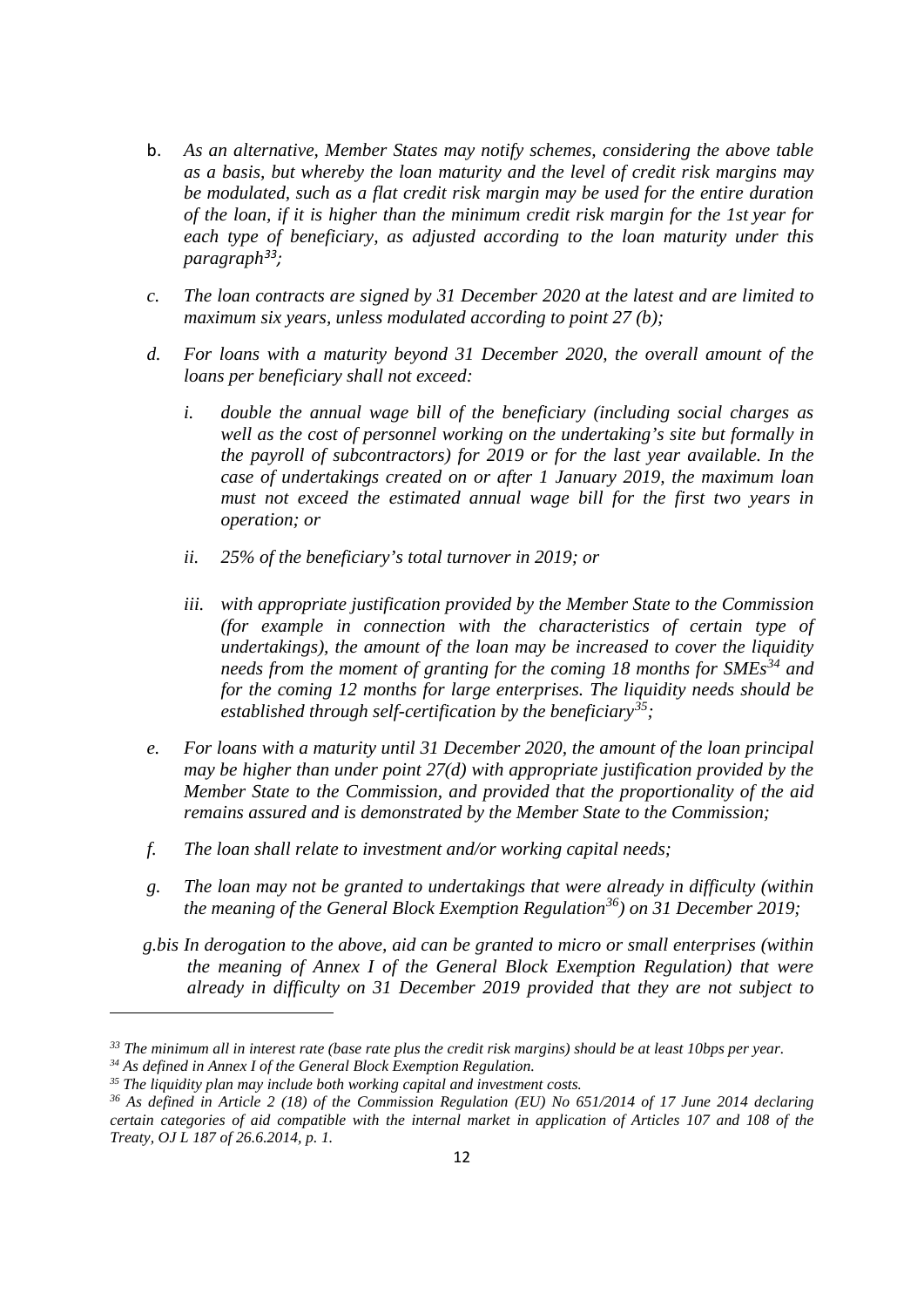b. *As an alternative, Member States may notify schemes, considering the above table as a basis, but whereby the loan maturity and the level of credit risk margins may be modulated, such as a flat credit risk margin may be used for the entire duration of the loan, if it is higher than the minimum credit risk margin for the 1st year for each type of beneficiary, as adjusted according to the loan maturity under this paragraph*[33]*;*

c. *The loan contracts are signed by 31 December 2020 at the latest and are limited to maximum six years, unless modulated according to point 27 (b);*

d. *For loans with a maturity beyond 31 December 2020, the overall amount of the loans per beneficiary shall not exceed:*

   i. *double the annual wage bill of the beneficiary (including social charges as well as the cost of personnel working on the undertaking's site but formally in the payroll of subcontractors) for 2019 or for the last year available. In the case of undertakings created on or after 1 January 2019, the maximum loan must not exceed the estimated annual wage bill for the first two years in operation; or*

   ii. *25% of the beneficiary's total turnover in 2019; or*

   iii. *with appropriate justification provided by the Member State to the Commission (for example in connection with the characteristics of certain type of undertakings), the amount of the loan may be increased to cover the liquidity needs from the moment of granting for the coming 18 months for SMEs*[34] *and for the coming 12 months for large enterprises. The liquidity needs should be established through self-certification by the beneficiary*[35]*;*

e. *For loans with a maturity until 31 December 2020, the amount of the loan principal may be higher than under point 27(d) with appropriate justification provided by the Member State to the Commission, and provided that the proportionality of the aid remains assured and is demonstrated by the Member State to the Commission;*

f. *The loan shall relate to investment and/or working capital needs;*

g. *The loan may not be granted to undertakings that were already in difficulty (within the meaning of the General Block Exemption Regulation*[36]*) on 31 December 2019;*

g.bis *In derogation to the above, aid can be granted to micro or small enterprises (within the meaning of Annex I of the General Block Exemption Regulation) that were already in difficulty on 31 December 2019 provided that they are not subject to*

---

[33] *The minimum all in interest rate (base rate plus the credit risk margins) should be at least 10bps per year.*

[34] *As defined in Annex I of the General Block Exemption Regulation.*

[35] *The liquidity plan may include both working capital and investment costs.*

[36] *As defined in Article 2 (18) of the Commission Regulation (EU) No 651/2014 of 17 June 2014 declaring certain categories of aid compatible with the internal market in application of Articles 107 and 108 of the Treaty, OJ L 187 of 26.6.2014, p. 1.*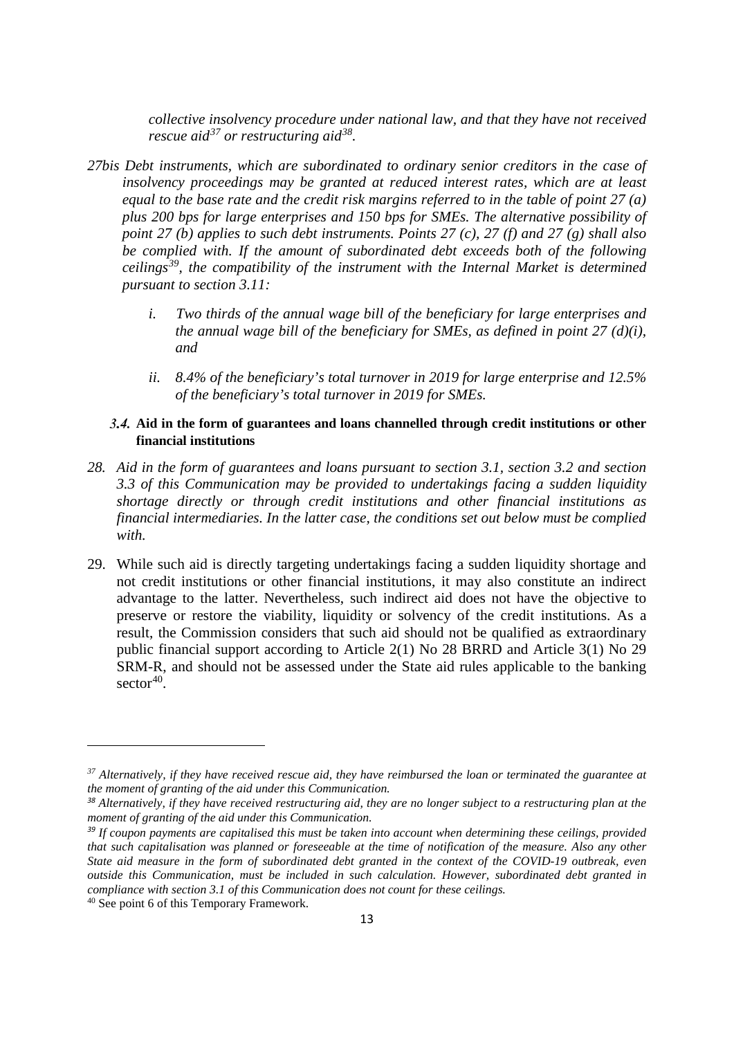*collective insolvency procedure under national law, and that they have not received rescue aid*[37] *or restructuring aid*[38].

*27bis Debt instruments, which are subordinated to ordinary senior creditors in the case of insolvency proceedings may be granted at reduced interest rates, which are at least equal to the base rate and the credit risk margins referred to in the table of point 27 (a) plus 200 bps for large enterprises and 150 bps for SMEs. The alternative possibility of point 27 (b) applies to such debt instruments. Points 27 (c), 27 (f) and 27 (g) shall also be complied with. If the amount of subordinated debt exceeds both of the following ceilings*[39]*, the compatibility of the instrument with the Internal Market is determined pursuant to section 3.11:*

- *i. Two thirds of the annual wage bill of the beneficiary for large enterprises and the annual wage bill of the beneficiary for SMEs, as defined in point 27 (d)(i), and*
- *ii. 8.4% of the beneficiary's total turnover in 2019 for large enterprise and 12.5% of the beneficiary's total turnover in 2019 for SMEs.*

### *3.4.* Aid in the form of guarantees and loans channelled through credit institutions or other financial institutions

*28. Aid in the form of guarantees and loans pursuant to section 3.1, section 3.2 and section 3.3 of this Communication may be provided to undertakings facing a sudden liquidity shortage directly or through credit institutions and other financial institutions as financial intermediaries. In the latter case, the conditions set out below must be complied with.*

29. While such aid is directly targeting undertakings facing a sudden liquidity shortage and not credit institutions or other financial institutions, it may also constitute an indirect advantage to the latter. Nevertheless, such indirect aid does not have the objective to preserve or restore the viability, liquidity or solvency of the credit institutions. As a result, the Commission considers that such aid should not be qualified as extraordinary public financial support according to Article 2(1) No 28 BRRD and Article 3(1) No 29 SRM-R, and should not be assessed under the State aid rules applicable to the banking sector[40].

---

[37] *Alternatively, if they have received rescue aid, they have reimbursed the loan or terminated the guarantee at the moment of granting of the aid under this Communication.*

[38] *Alternatively, if they have received restructuring aid, they are no longer subject to a restructuring plan at the moment of granting of the aid under this Communication.*

[39] *If coupon payments are capitalised this must be taken into account when determining these ceilings, provided that such capitalisation was planned or foreseeable at the time of notification of the measure. Also any other State aid measure in the form of subordinated debt granted in the context of the COVID-19 outbreak, even outside this Communication, must be included in such calculation. However, subordinated debt granted in compliance with section 3.1 of this Communication does not count for these ceilings.*

[40] See point 6 of this Temporary Framework.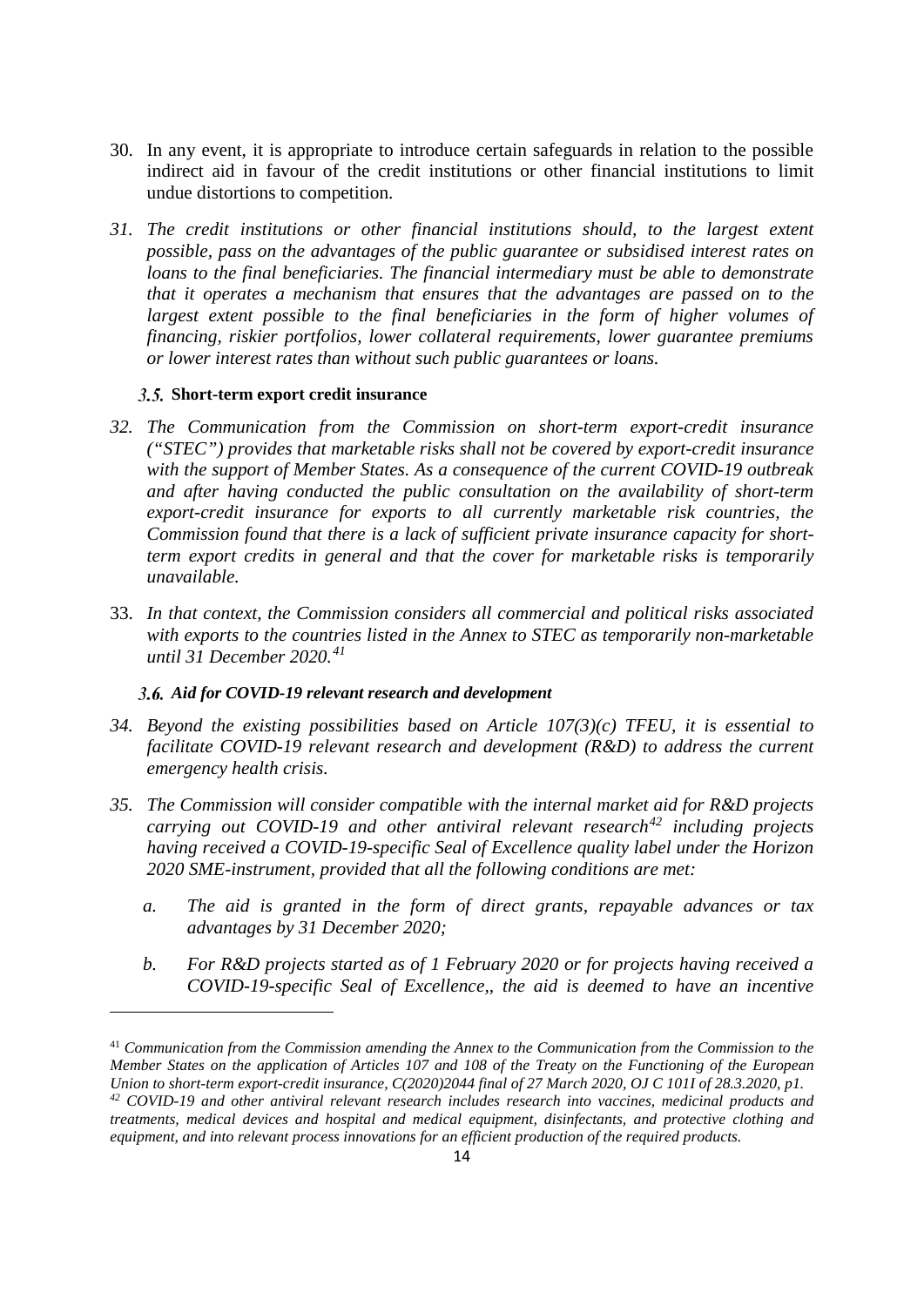30. In any event, it is appropriate to introduce certain safeguards in relation to the possible indirect aid in favour of the credit institutions or other financial institutions to limit undue distortions to competition.

31. *The credit institutions or other financial institutions should, to the largest extent possible, pass on the advantages of the public guarantee or subsidised interest rates on loans to the final beneficiaries. The financial intermediary must be able to demonstrate that it operates a mechanism that ensures that the advantages are passed on to the largest extent possible to the final beneficiaries in the form of higher volumes of financing, riskier portfolios, lower collateral requirements, lower guarantee premiums or lower interest rates than without such public guarantees or loans.*

### *3.5.* Short-term export credit insurance

32. *The Communication from the Commission on short-term export-credit insurance ("STEC") provides that marketable risks shall not be covered by export-credit insurance with the support of Member States. As a consequence of the current COVID-19 outbreak and after having conducted the public consultation on the availability of short-term export-credit insurance for exports to all currently marketable risk countries, the Commission found that there is a lack of sufficient private insurance capacity for short-term export credits in general and that the cover for marketable risks is temporarily unavailable.*

33. *In that context, the Commission considers all commercial and political risks associated with exports to the countries listed in the Annex to STEC as temporarily non-marketable until 31 December 2020.*[41]

### *3.6. Aid for COVID-19 relevant research and development*

34. *Beyond the existing possibilities based on Article 107(3)(c) TFEU, it is essential to facilitate COVID-19 relevant research and development (R&D) to address the current emergency health crisis.*

35. *The Commission will consider compatible with the internal market aid for R&D projects carrying out COVID-19 and other antiviral relevant research*[42] *including projects having received a COVID-19-specific Seal of Excellence quality label under the Horizon 2020 SME-instrument, provided that all the following conditions are met:*

    a. *The aid is granted in the form of direct grants, repayable advances or tax advantages by 31 December 2020;*

    b. *For R&D projects started as of 1 February 2020 or for projects having received a COVID-19-specific Seal of Excellence,, the aid is deemed to have an incentive*

---

[41] *Communication from the Commission amending the Annex to the Communication from the Commission to the Member States on the application of Articles 107 and 108 of the Treaty on the Functioning of the European Union to short-term export-credit insurance, C(2020)2044 final of 27 March 2020, OJ C 101I of 28.3.2020, p1.*

[42] *COVID-19 and other antiviral relevant research includes research into vaccines, medicinal products and treatments, medical devices and hospital and medical equipment, disinfectants, and protective clothing and equipment, and into relevant process innovations for an efficient production of the required products.*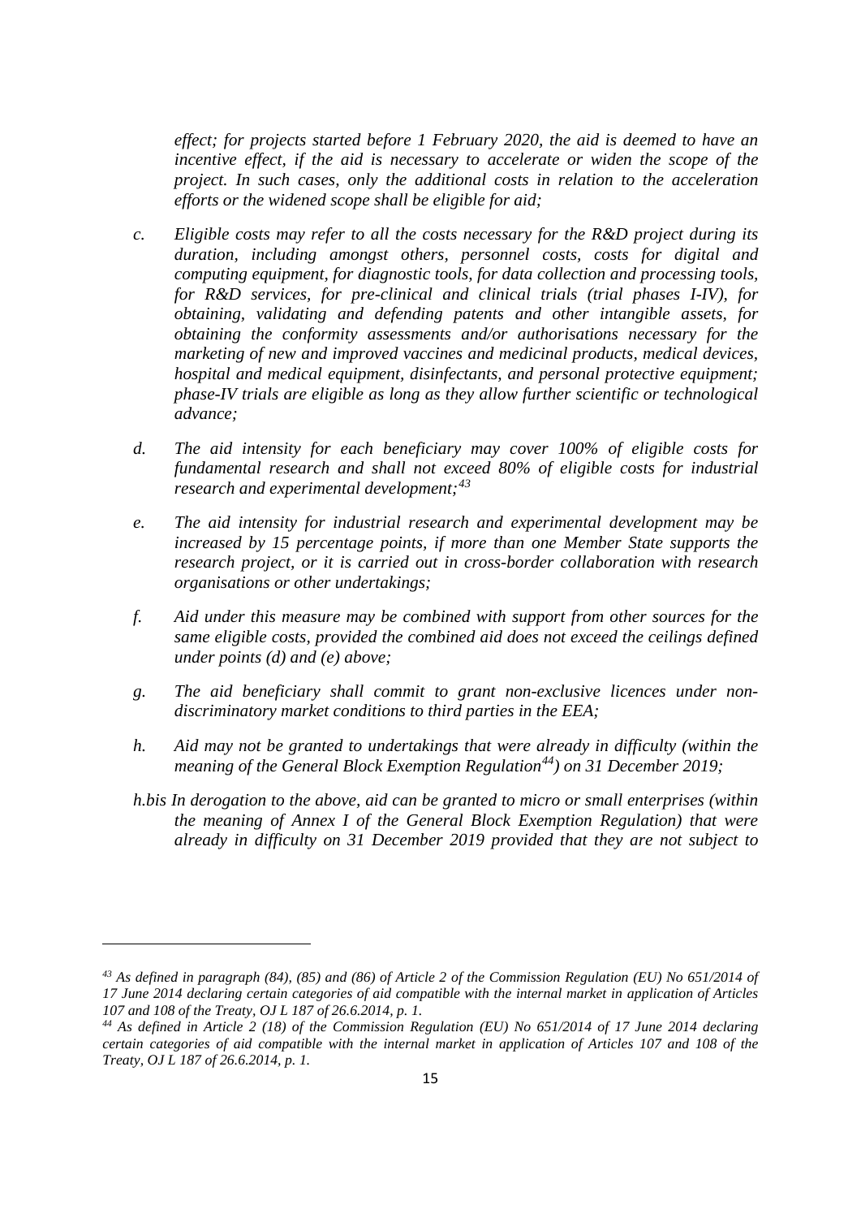*effect; for projects started before 1 February 2020, the aid is deemed to have an incentive effect, if the aid is necessary to accelerate or widen the scope of the project. In such cases, only the additional costs in relation to the acceleration efforts or the widened scope shall be eligible for aid;*

*c. Eligible costs may refer to all the costs necessary for the R&D project during its duration, including amongst others, personnel costs, costs for digital and computing equipment, for diagnostic tools, for data collection and processing tools, for R&D services, for pre-clinical and clinical trials (trial phases I-IV), for obtaining, validating and defending patents and other intangible assets, for obtaining the conformity assessments and/or authorisations necessary for the marketing of new and improved vaccines and medicinal products, medical devices, hospital and medical equipment, disinfectants, and personal protective equipment; phase-IV trials are eligible as long as they allow further scientific or technological advance;*

*d. The aid intensity for each beneficiary may cover 100% of eligible costs for fundamental research and shall not exceed 80% of eligible costs for industrial research and experimental development;*[43]

*e. The aid intensity for industrial research and experimental development may be increased by 15 percentage points, if more than one Member State supports the research project, or it is carried out in cross-border collaboration with research organisations or other undertakings;*

*f. Aid under this measure may be combined with support from other sources for the same eligible costs, provided the combined aid does not exceed the ceilings defined under points (d) and (e) above;*

*g. The aid beneficiary shall commit to grant non-exclusive licences under non-discriminatory market conditions to third parties in the EEA;*

*h. Aid may not be granted to undertakings that were already in difficulty (within the meaning of the General Block Exemption Regulation*[44]*) on 31 December 2019;*

*h.bis In derogation to the above, aid can be granted to micro or small enterprises (within the meaning of Annex I of the General Block Exemption Regulation) that were already in difficulty on 31 December 2019 provided that they are not subject to*

---

*[43] As defined in paragraph (84), (85) and (86) of Article 2 of the Commission Regulation (EU) No 651/2014 of 17 June 2014 declaring certain categories of aid compatible with the internal market in application of Articles 107 and 108 of the Treaty, OJ L 187 of 26.6.2014, p. 1.*

*[44] As defined in Article 2 (18) of the Commission Regulation (EU) No 651/2014 of 17 June 2014 declaring certain categories of aid compatible with the internal market in application of Articles 107 and 108 of the Treaty, OJ L 187 of 26.6.2014, p. 1.*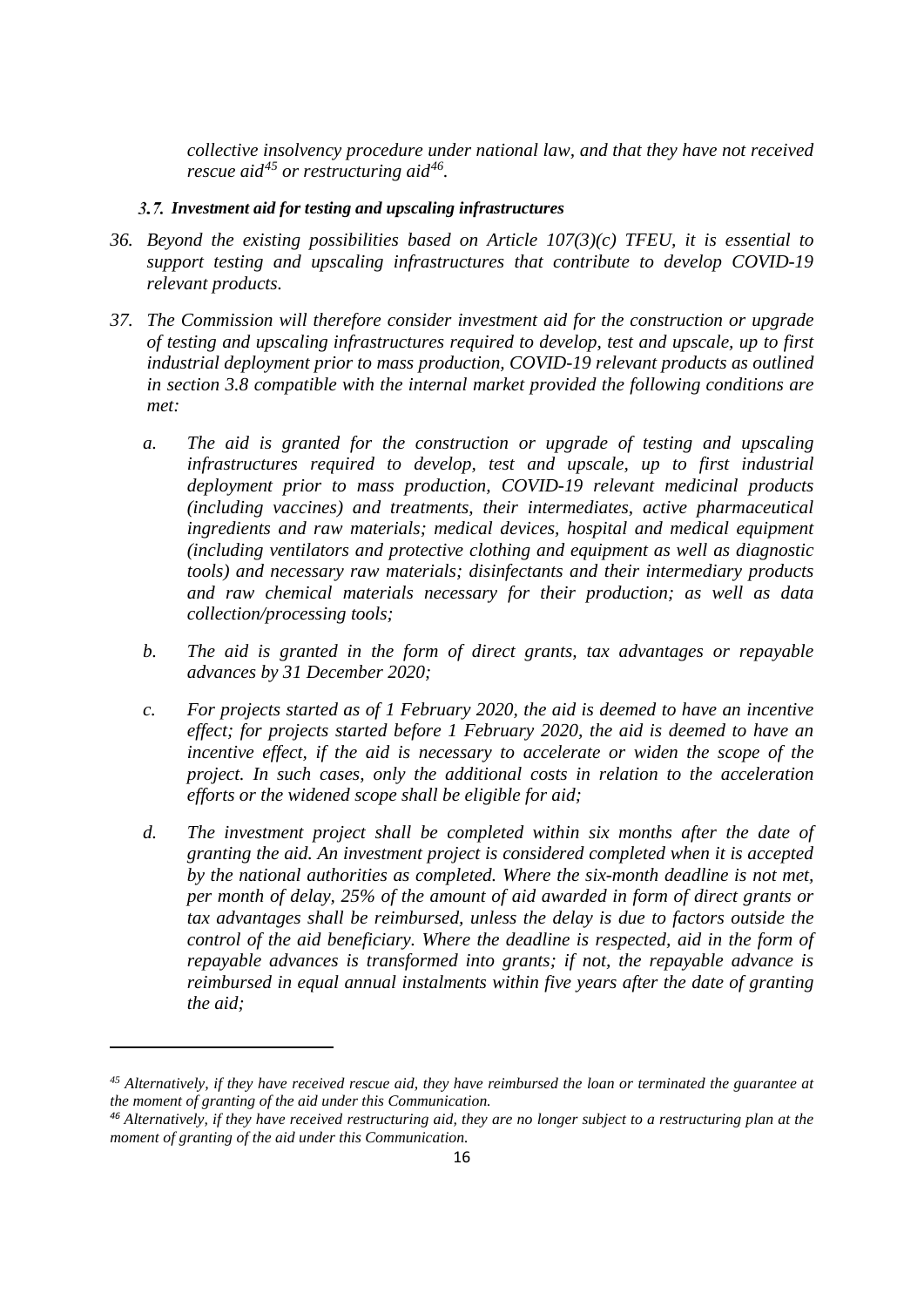*collective insolvency procedure under national law, and that they have not received rescue aid*[45] *or restructuring aid*[46].

### *3.7. Investment aid for testing and upscaling infrastructures*

36. *Beyond the existing possibilities based on Article 107(3)(c) TFEU, it is essential to support testing and upscaling infrastructures that contribute to develop COVID-19 relevant products.*

37. *The Commission will therefore consider investment aid for the construction or upgrade of testing and upscaling infrastructures required to develop, test and upscale, up to first industrial deployment prior to mass production, COVID-19 relevant products as outlined in section 3.8 compatible with the internal market provided the following conditions are met:*

    a. *The aid is granted for the construction or upgrade of testing and upscaling infrastructures required to develop, test and upscale, up to first industrial deployment prior to mass production, COVID-19 relevant medicinal products (including vaccines) and treatments, their intermediates, active pharmaceutical ingredients and raw materials; medical devices, hospital and medical equipment (including ventilators and protective clothing and equipment as well as diagnostic tools) and necessary raw materials; disinfectants and their intermediary products and raw chemical materials necessary for their production; as well as data collection/processing tools;*

    b. *The aid is granted in the form of direct grants, tax advantages or repayable advances by 31 December 2020;*

    c. *For projects started as of 1 February 2020, the aid is deemed to have an incentive effect; for projects started before 1 February 2020, the aid is deemed to have an incentive effect, if the aid is necessary to accelerate or widen the scope of the project. In such cases, only the additional costs in relation to the acceleration efforts or the widened scope shall be eligible for aid;*

    d. *The investment project shall be completed within six months after the date of granting the aid. An investment project is considered completed when it is accepted by the national authorities as completed. Where the six-month deadline is not met, per month of delay, 25% of the amount of aid awarded in form of direct grants or tax advantages shall be reimbursed, unless the delay is due to factors outside the control of the aid beneficiary. Where the deadline is respected, aid in the form of repayable advances is transformed into grants; if not, the repayable advance is reimbursed in equal annual instalments within five years after the date of granting the aid;*

---

[45] *Alternatively, if they have received rescue aid, they have reimbursed the loan or terminated the guarantee at the moment of granting of the aid under this Communication.*

[46] *Alternatively, if they have received restructuring aid, they are no longer subject to a restructuring plan at the moment of granting of the aid under this Communication.*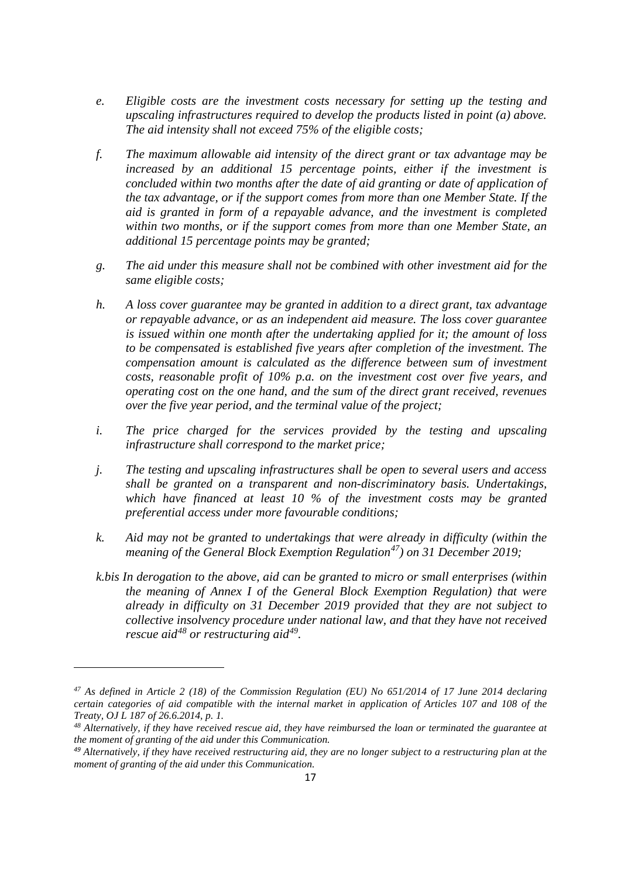*e. Eligible costs are the investment costs necessary for setting up the testing and upscaling infrastructures required to develop the products listed in point (a) above. The aid intensity shall not exceed 75% of the eligible costs;*

*f. The maximum allowable aid intensity of the direct grant or tax advantage may be increased by an additional 15 percentage points, either if the investment is concluded within two months after the date of aid granting or date of application of the tax advantage, or if the support comes from more than one Member State. If the aid is granted in form of a repayable advance, and the investment is completed within two months, or if the support comes from more than one Member State, an additional 15 percentage points may be granted;*

*g. The aid under this measure shall not be combined with other investment aid for the same eligible costs;*

*h. A loss cover guarantee may be granted in addition to a direct grant, tax advantage or repayable advance, or as an independent aid measure. The loss cover guarantee is issued within one month after the undertaking applied for it; the amount of loss to be compensated is established five years after completion of the investment. The compensation amount is calculated as the difference between sum of investment costs, reasonable profit of 10% p.a. on the investment cost over five years, and operating cost on the one hand, and the sum of the direct grant received, revenues over the five year period, and the terminal value of the project;*

*i. The price charged for the services provided by the testing and upscaling infrastructure shall correspond to the market price;*

*j. The testing and upscaling infrastructures shall be open to several users and access shall be granted on a transparent and non-discriminatory basis. Undertakings, which have financed at least 10 % of the investment costs may be granted preferential access under more favourable conditions;*

*k. Aid may not be granted to undertakings that were already in difficulty (within the meaning of the General Block Exemption Regulation[47]) on 31 December 2019;*

*k.bis In derogation to the above, aid can be granted to micro or small enterprises (within the meaning of Annex I of the General Block Exemption Regulation) that were already in difficulty on 31 December 2019 provided that they are not subject to collective insolvency procedure under national law, and that they have not received rescue aid[48] or restructuring aid[49].*

---

*[47] As defined in Article 2 (18) of the Commission Regulation (EU) No 651/2014 of 17 June 2014 declaring certain categories of aid compatible with the internal market in application of Articles 107 and 108 of the Treaty, OJ L 187 of 26.6.2014, p. 1.*

*[48] Alternatively, if they have received rescue aid, they have reimbursed the loan or terminated the guarantee at the moment of granting of the aid under this Communication.*

*[49] Alternatively, if they have received restructuring aid, they are no longer subject to a restructuring plan at the moment of granting of the aid under this Communication.*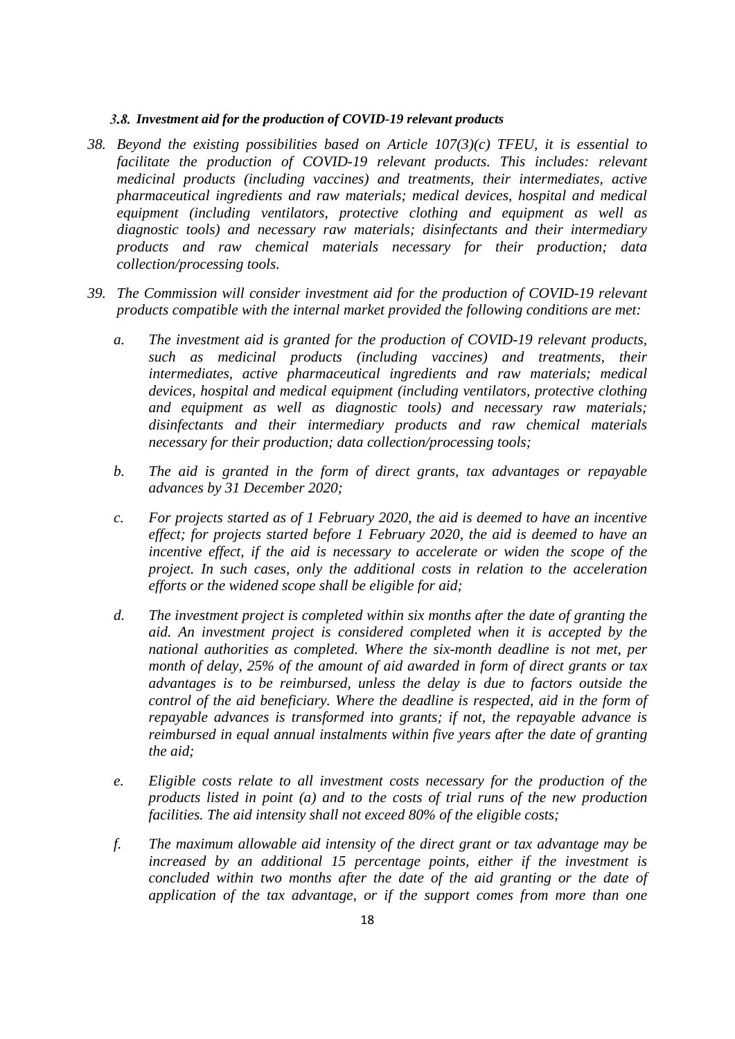### *3.8. Investment aid for the production of COVID-19 relevant products*

38. *Beyond the existing possibilities based on Article 107(3)(c) TFEU, it is essential to facilitate the production of COVID-19 relevant products. This includes: relevant medicinal products (including vaccines) and treatments, their intermediates, active pharmaceutical ingredients and raw materials; medical devices, hospital and medical equipment (including ventilators, protective clothing and equipment as well as diagnostic tools) and necessary raw materials; disinfectants and their intermediary products and raw chemical materials necessary for their production; data collection/processing tools.*

39. *The Commission will consider investment aid for the production of COVID-19 relevant products compatible with the internal market provided the following conditions are met:*

    a. *The investment aid is granted for the production of COVID-19 relevant products, such as medicinal products (including vaccines) and treatments, their intermediates, active pharmaceutical ingredients and raw materials; medical devices, hospital and medical equipment (including ventilators, protective clothing and equipment as well as diagnostic tools) and necessary raw materials; disinfectants and their intermediary products and raw chemical materials necessary for their production; data collection/processing tools;*

    b. *The aid is granted in the form of direct grants, tax advantages or repayable advances by 31 December 2020;*

    c. *For projects started as of 1 February 2020, the aid is deemed to have an incentive effect; for projects started before 1 February 2020, the aid is deemed to have an incentive effect, if the aid is necessary to accelerate or widen the scope of the project. In such cases, only the additional costs in relation to the acceleration efforts or the widened scope shall be eligible for aid;*

    d. *The investment project is completed within six months after the date of granting the aid. An investment project is considered completed when it is accepted by the national authorities as completed. Where the six-month deadline is not met, per month of delay, 25% of the amount of aid awarded in form of direct grants or tax advantages is to be reimbursed, unless the delay is due to factors outside the control of the aid beneficiary. Where the deadline is respected, aid in the form of repayable advances is transformed into grants; if not, the repayable advance is reimbursed in equal annual instalments within five years after the date of granting the aid;*

    e. *Eligible costs relate to all investment costs necessary for the production of the products listed in point (a) and to the costs of trial runs of the new production facilities. The aid intensity shall not exceed 80% of the eligible costs;*

    f. *The maximum allowable aid intensity of the direct grant or tax advantage may be increased by an additional 15 percentage points, either if the investment is concluded within two months after the date of the aid granting or the date of application of the tax advantage, or if the support comes from more than one*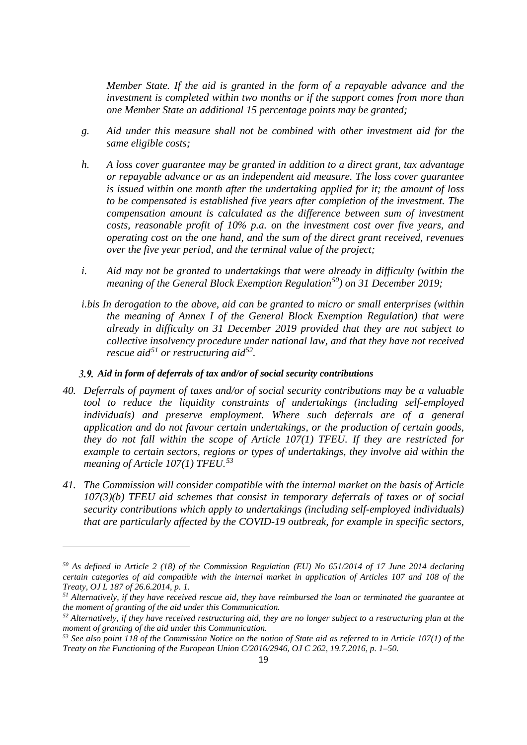*Member State. If the aid is granted in the form of a repayable advance and the investment is completed within two months or if the support comes from more than one Member State an additional 15 percentage points may be granted;*

*g. Aid under this measure shall not be combined with other investment aid for the same eligible costs;*

*h. A loss cover guarantee may be granted in addition to a direct grant, tax advantage or repayable advance or as an independent aid measure. The loss cover guarantee is issued within one month after the undertaking applied for it; the amount of loss to be compensated is established five years after completion of the investment. The compensation amount is calculated as the difference between sum of investment costs, reasonable profit of 10% p.a. on the investment cost over five years, and operating cost on the one hand, and the sum of the direct grant received, revenues over the five year period, and the terminal value of the project;*

*i. Aid may not be granted to undertakings that were already in difficulty (within the meaning of the General Block Exemption Regulation[50]) on 31 December 2019;*

*i.bis In derogation to the above, aid can be granted to micro or small enterprises (within the meaning of Annex I of the General Block Exemption Regulation) that were already in difficulty on 31 December 2019 provided that they are not subject to collective insolvency procedure under national law, and that they have not received rescue aid[51] or restructuring aid[52].*

### *3.9. Aid in form of deferrals of tax and/or of social security contributions*

*40. Deferrals of payment of taxes and/or of social security contributions may be a valuable tool to reduce the liquidity constraints of undertakings (including self-employed individuals) and preserve employment. Where such deferrals are of a general application and do not favour certain undertakings, or the production of certain goods, they do not fall within the scope of Article 107(1) TFEU. If they are restricted for example to certain sectors, regions or types of undertakings, they involve aid within the meaning of Article 107(1) TFEU.[53]*

*41. The Commission will consider compatible with the internal market on the basis of Article 107(3)(b) TFEU aid schemes that consist in temporary deferrals of taxes or of social security contributions which apply to undertakings (including self-employed individuals) that are particularly affected by the COVID-19 outbreak, for example in specific sectors,*

---

*[50] As defined in Article 2 (18) of the Commission Regulation (EU) No 651/2014 of 17 June 2014 declaring certain categories of aid compatible with the internal market in application of Articles 107 and 108 of the Treaty, OJ L 187 of 26.6.2014, p. 1.*

*[51] Alternatively, if they have received rescue aid, they have reimbursed the loan or terminated the guarantee at the moment of granting of the aid under this Communication.*

*[52] Alternatively, if they have received restructuring aid, they are no longer subject to a restructuring plan at the moment of granting of the aid under this Communication.*

*[53] See also point 118 of the Commission Notice on the notion of State aid as referred to in Article 107(1) of the Treaty on the Functioning of the European Union C/2016/2946, OJ C 262, 19.7.2016, p. 1–50.*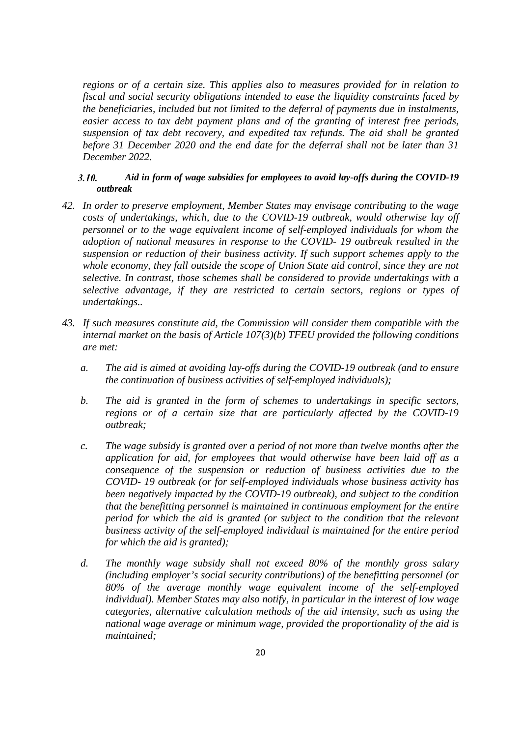*regions or of a certain size. This applies also to measures provided for in relation to fiscal and social security obligations intended to ease the liquidity constraints faced by the beneficiaries, included but not limited to the deferral of payments due in instalments, easier access to tax debt payment plans and of the granting of interest free periods, suspension of tax debt recovery, and expedited tax refunds. The aid shall be granted before 31 December 2020 and the end date for the deferral shall not be later than 31 December 2022.*

### *3.10. Aid in form of wage subsidies for employees to avoid lay-offs during the COVID-19 outbreak*

42. *In order to preserve employment, Member States may envisage contributing to the wage costs of undertakings, which, due to the COVID-19 outbreak, would otherwise lay off personnel or to the wage equivalent income of self-employed individuals for whom the adoption of national measures in response to the COVID- 19 outbreak resulted in the suspension or reduction of their business activity. If such support schemes apply to the whole economy, they fall outside the scope of Union State aid control, since they are not selective. In contrast, those schemes shall be considered to provide undertakings with a selective advantage, if they are restricted to certain sectors, regions or types of undertakings..*

43. *If such measures constitute aid, the Commission will consider them compatible with the internal market on the basis of Article 107(3)(b) TFEU provided the following conditions are met:*

    a. *The aid is aimed at avoiding lay-offs during the COVID-19 outbreak (and to ensure the continuation of business activities of self-employed individuals);*

    b. *The aid is granted in the form of schemes to undertakings in specific sectors, regions or of a certain size that are particularly affected by the COVID-19 outbreak;*

    c. *The wage subsidy is granted over a period of not more than twelve months after the application for aid, for employees that would otherwise have been laid off as a consequence of the suspension or reduction of business activities due to the COVID- 19 outbreak (or for self-employed individuals whose business activity has been negatively impacted by the COVID-19 outbreak), and subject to the condition that the benefitting personnel is maintained in continuous employment for the entire period for which the aid is granted (or subject to the condition that the relevant business activity of the self-employed individual is maintained for the entire period for which the aid is granted);*

    d. *The monthly wage subsidy shall not exceed 80% of the monthly gross salary (including employer's social security contributions) of the benefitting personnel (or 80% of the average monthly wage equivalent income of the self-employed individual). Member States may also notify, in particular in the interest of low wage categories, alternative calculation methods of the aid intensity, such as using the national wage average or minimum wage, provided the proportionality of the aid is maintained;*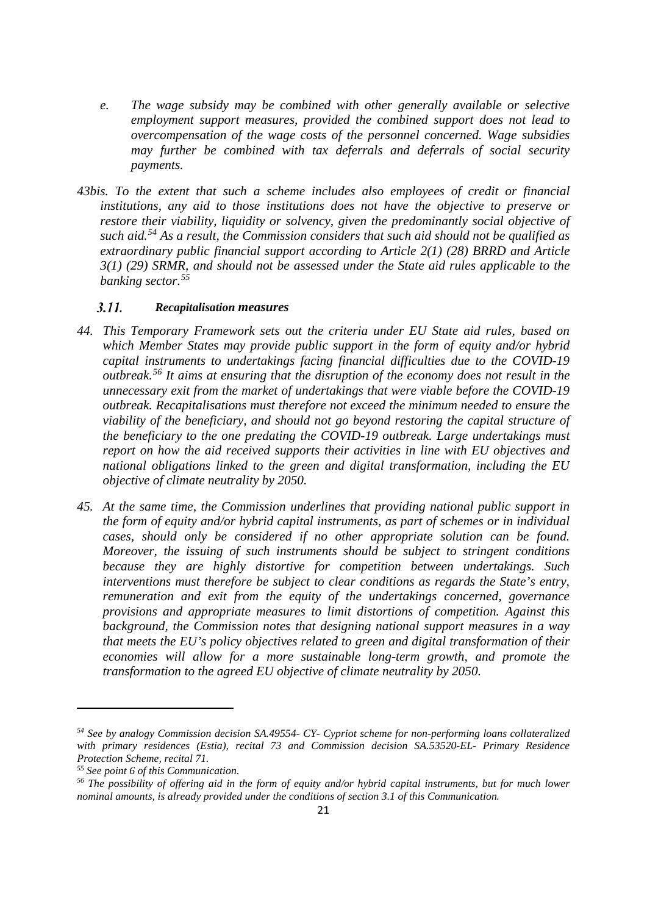*e. The wage subsidy may be combined with other generally available or selective employment support measures, provided the combined support does not lead to overcompensation of the wage costs of the personnel concerned. Wage subsidies may further be combined with tax deferrals and deferrals of social security payments.*

*43bis. To the extent that such a scheme includes also employees of credit or financial institutions, any aid to those institutions does not have the objective to preserve or restore their viability, liquidity or solvency, given the predominantly social objective of such aid.[54] As a result, the Commission considers that such aid should not be qualified as extraordinary public financial support according to Article 2(1) (28) BRRD and Article 3(1) (29) SRMR, and should not be assessed under the State aid rules applicable to the banking sector.[55]*

### *3.11. Recapitalisation measures*

*44. This Temporary Framework sets out the criteria under EU State aid rules, based on which Member States may provide public support in the form of equity and/or hybrid capital instruments to undertakings facing financial difficulties due to the COVID-19 outbreak.[56] It aims at ensuring that the disruption of the economy does not result in the unnecessary exit from the market of undertakings that were viable before the COVID-19 outbreak. Recapitalisations must therefore not exceed the minimum needed to ensure the viability of the beneficiary, and should not go beyond restoring the capital structure of the beneficiary to the one predating the COVID-19 outbreak. Large undertakings must report on how the aid received supports their activities in line with EU objectives and national obligations linked to the green and digital transformation, including the EU objective of climate neutrality by 2050.*

*45. At the same time, the Commission underlines that providing national public support in the form of equity and/or hybrid capital instruments, as part of schemes or in individual cases, should only be considered if no other appropriate solution can be found. Moreover, the issuing of such instruments should be subject to stringent conditions because they are highly distortive for competition between undertakings. Such interventions must therefore be subject to clear conditions as regards the State's entry, remuneration and exit from the equity of the undertakings concerned, governance provisions and appropriate measures to limit distortions of competition. Against this background, the Commission notes that designing national support measures in a way that meets the EU's policy objectives related to green and digital transformation of their economies will allow for a more sustainable long-term growth, and promote the transformation to the agreed EU objective of climate neutrality by 2050.*

---

*[54] See by analogy Commission decision SA.49554- CY- Cypriot scheme for non-performing loans collateralized with primary residences (Estia), recital 73 and Commission decision SA.53520-EL- Primary Residence Protection Scheme, recital 71.*

*[55] See point 6 of this Communication.*

*[56] The possibility of offering aid in the form of equity and/or hybrid capital instruments, but for much lower nominal amounts, is already provided under the conditions of section 3.1 of this Communication.*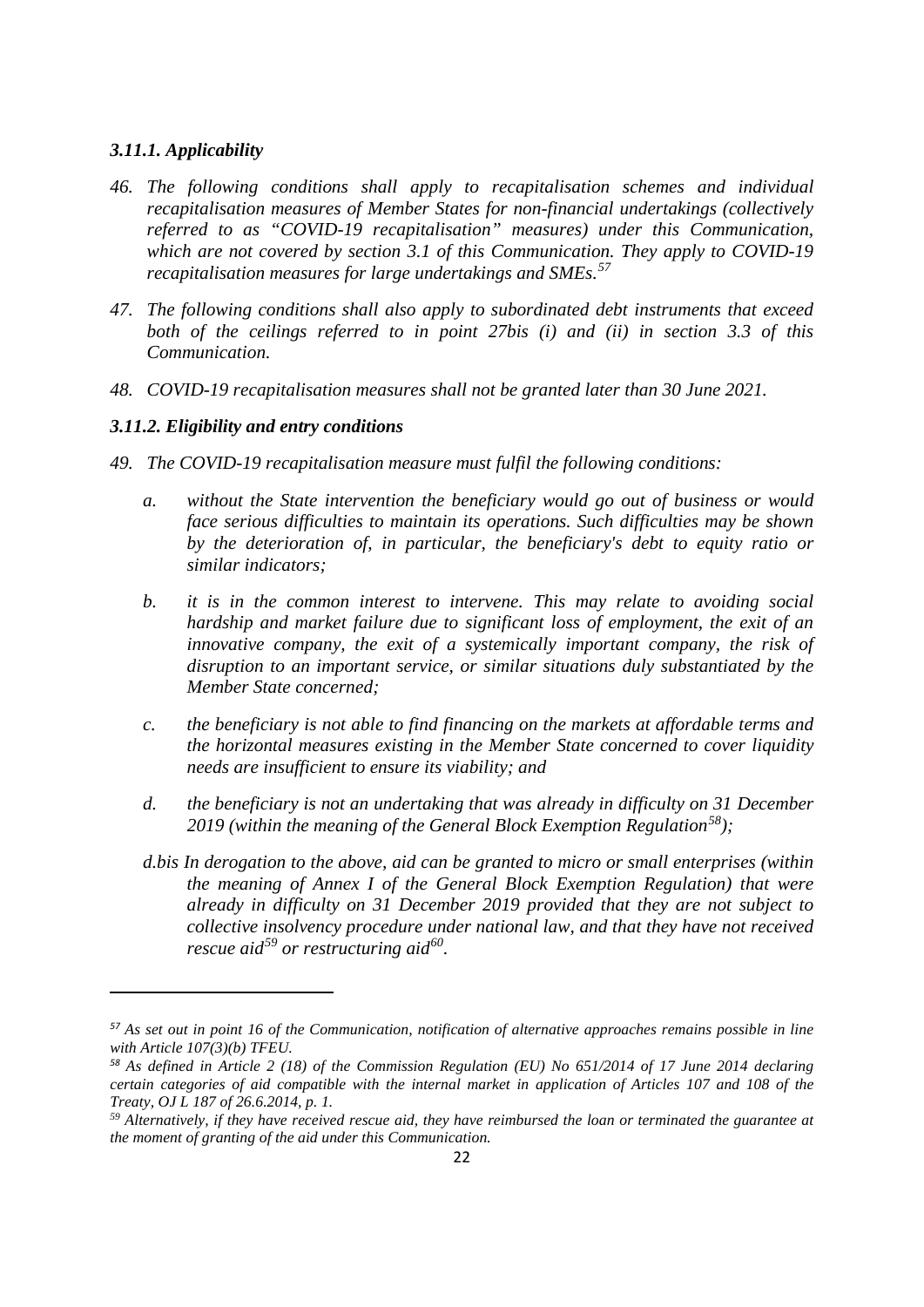### *3.11.1. Applicability*

*46. The following conditions shall apply to recapitalisation schemes and individual recapitalisation measures of Member States for non-financial undertakings (collectively referred to as "COVID-19 recapitalisation" measures) under this Communication, which are not covered by section 3.1 of this Communication. They apply to COVID-19 recapitalisation measures for large undertakings and SMEs.*[57]

*47. The following conditions shall also apply to subordinated debt instruments that exceed both of the ceilings referred to in point 27bis (i) and (ii) in section 3.3 of this Communication.*

*48. COVID-19 recapitalisation measures shall not be granted later than 30 June 2021.*

### *3.11.2. Eligibility and entry conditions*

*49. The COVID-19 recapitalisation measure must fulfil the following conditions:*

*a. without the State intervention the beneficiary would go out of business or would face serious difficulties to maintain its operations. Such difficulties may be shown by the deterioration of, in particular, the beneficiary's debt to equity ratio or similar indicators;*

*b. it is in the common interest to intervene. This may relate to avoiding social hardship and market failure due to significant loss of employment, the exit of an innovative company, the exit of a systemically important company, the risk of disruption to an important service, or similar situations duly substantiated by the Member State concerned;*

*c. the beneficiary is not able to find financing on the markets at affordable terms and the horizontal measures existing in the Member State concerned to cover liquidity needs are insufficient to ensure its viability; and*

*d. the beneficiary is not an undertaking that was already in difficulty on 31 December 2019 (within the meaning of the General Block Exemption Regulation*[58]*);*

*d.bis In derogation to the above, aid can be granted to micro or small enterprises (within the meaning of Annex I of the General Block Exemption Regulation) that were already in difficulty on 31 December 2019 provided that they are not subject to collective insolvency procedure under national law, and that they have not received rescue aid*[59] *or restructuring aid*[60]*.*

---

*[57] As set out in point 16 of the Communication, notification of alternative approaches remains possible in line with Article 107(3)(b) TFEU.*

*[58] As defined in Article 2 (18) of the Commission Regulation (EU) No 651/2014 of 17 June 2014 declaring certain categories of aid compatible with the internal market in application of Articles 107 and 108 of the Treaty, OJ L 187 of 26.6.2014, p. 1.*

*[59] Alternatively, if they have received rescue aid, they have reimbursed the loan or terminated the guarantee at the moment of granting of the aid under this Communication.*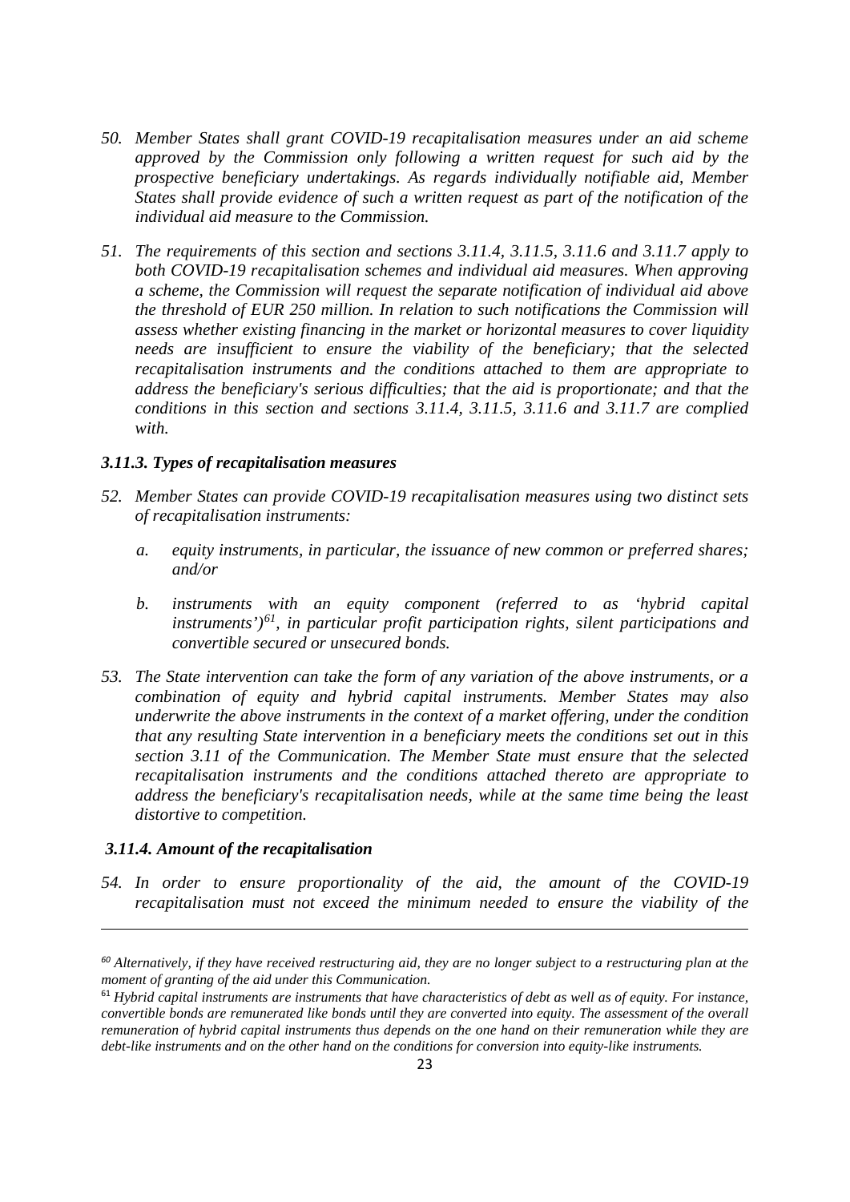*50. Member States shall grant COVID-19 recapitalisation measures under an aid scheme approved by the Commission only following a written request for such aid by the prospective beneficiary undertakings. As regards individually notifiable aid, Member States shall provide evidence of such a written request as part of the notification of the individual aid measure to the Commission.*

*51. The requirements of this section and sections 3.11.4, 3.11.5, 3.11.6 and 3.11.7 apply to both COVID-19 recapitalisation schemes and individual aid measures. When approving a scheme, the Commission will request the separate notification of individual aid above the threshold of EUR 250 million. In relation to such notifications the Commission will assess whether existing financing in the market or horizontal measures to cover liquidity needs are insufficient to ensure the viability of the beneficiary; that the selected recapitalisation instruments and the conditions attached to them are appropriate to address the beneficiary's serious difficulties; that the aid is proportionate; and that the conditions in this section and sections 3.11.4, 3.11.5, 3.11.6 and 3.11.7 are complied with.*

### *3.11.3. Types of recapitalisation measures*

*52. Member States can provide COVID-19 recapitalisation measures using two distinct sets of recapitalisation instruments:*

*a. equity instruments, in particular, the issuance of new common or preferred shares; and/or*

*b. instruments with an equity component (referred to as 'hybrid capital instruments')[61], in particular profit participation rights, silent participations and convertible secured or unsecured bonds.*

*53. The State intervention can take the form of any variation of the above instruments, or a combination of equity and hybrid capital instruments. Member States may also underwrite the above instruments in the context of a market offering, under the condition that any resulting State intervention in a beneficiary meets the conditions set out in this section 3.11 of the Communication. The Member State must ensure that the selected recapitalisation instruments and the conditions attached thereto are appropriate to address the beneficiary's recapitalisation needs, while at the same time being the least distortive to competition.*

### *3.11.4. Amount of the recapitalisation*

*54. In order to ensure proportionality of the aid, the amount of the COVID-19 recapitalisation must not exceed the minimum needed to ensure the viability of the*

---

*[60] Alternatively, if they have received restructuring aid, they are no longer subject to a restructuring plan at the moment of granting of the aid under this Communication.*

*[61] Hybrid capital instruments are instruments that have characteristics of debt as well as of equity. For instance, convertible bonds are remunerated like bonds until they are converted into equity. The assessment of the overall remuneration of hybrid capital instruments thus depends on the one hand on their remuneration while they are debt-like instruments and on the other hand on the conditions for conversion into equity-like instruments.*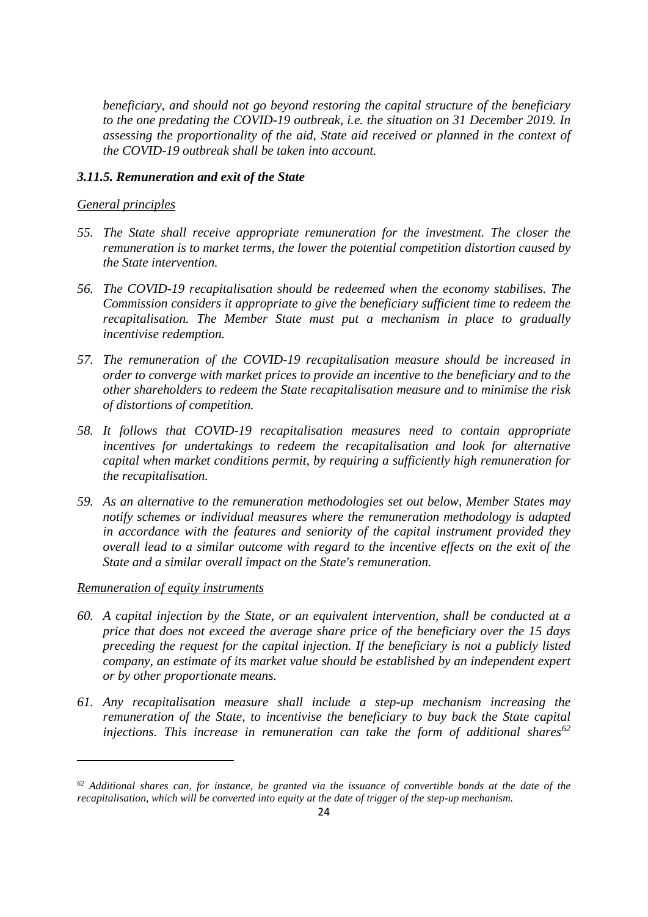*beneficiary, and should not go beyond restoring the capital structure of the beneficiary to the one predating the COVID-19 outbreak, i.e. the situation on 31 December 2019. In assessing the proportionality of the aid, State aid received or planned in the context of the COVID-19 outbreak shall be taken into account.*

### *3.11.5. Remuneration and exit of the State*

*General principles*

55. *The State shall receive appropriate remuneration for the investment. The closer the remuneration is to market terms, the lower the potential competition distortion caused by the State intervention.*

56. *The COVID-19 recapitalisation should be redeemed when the economy stabilises. The Commission considers it appropriate to give the beneficiary sufficient time to redeem the recapitalisation. The Member State must put a mechanism in place to gradually incentivise redemption.*

57. *The remuneration of the COVID-19 recapitalisation measure should be increased in order to converge with market prices to provide an incentive to the beneficiary and to the other shareholders to redeem the State recapitalisation measure and to minimise the risk of distortions of competition.*

58. *It follows that COVID-19 recapitalisation measures need to contain appropriate incentives for undertakings to redeem the recapitalisation and look for alternative capital when market conditions permit, by requiring a sufficiently high remuneration for the recapitalisation.*

59. *As an alternative to the remuneration methodologies set out below, Member States may notify schemes or individual measures where the remuneration methodology is adapted in accordance with the features and seniority of the capital instrument provided they overall lead to a similar outcome with regard to the incentive effects on the exit of the State and a similar overall impact on the State's remuneration.*

*Remuneration of equity instruments*

60. *A capital injection by the State, or an equivalent intervention, shall be conducted at a price that does not exceed the average share price of the beneficiary over the 15 days preceding the request for the capital injection. If the beneficiary is not a publicly listed company, an estimate of its market value should be established by an independent expert or by other proportionate means.*

61. *Any recapitalisation measure shall include a step-up mechanism increasing the remuneration of the State, to incentivise the beneficiary to buy back the State capital injections. This increase in remuneration can take the form of additional shares*[62]

---

[62] *Additional shares can, for instance, be granted via the issuance of convertible bonds at the date of the recapitalisation, which will be converted into equity at the date of trigger of the step-up mechanism.*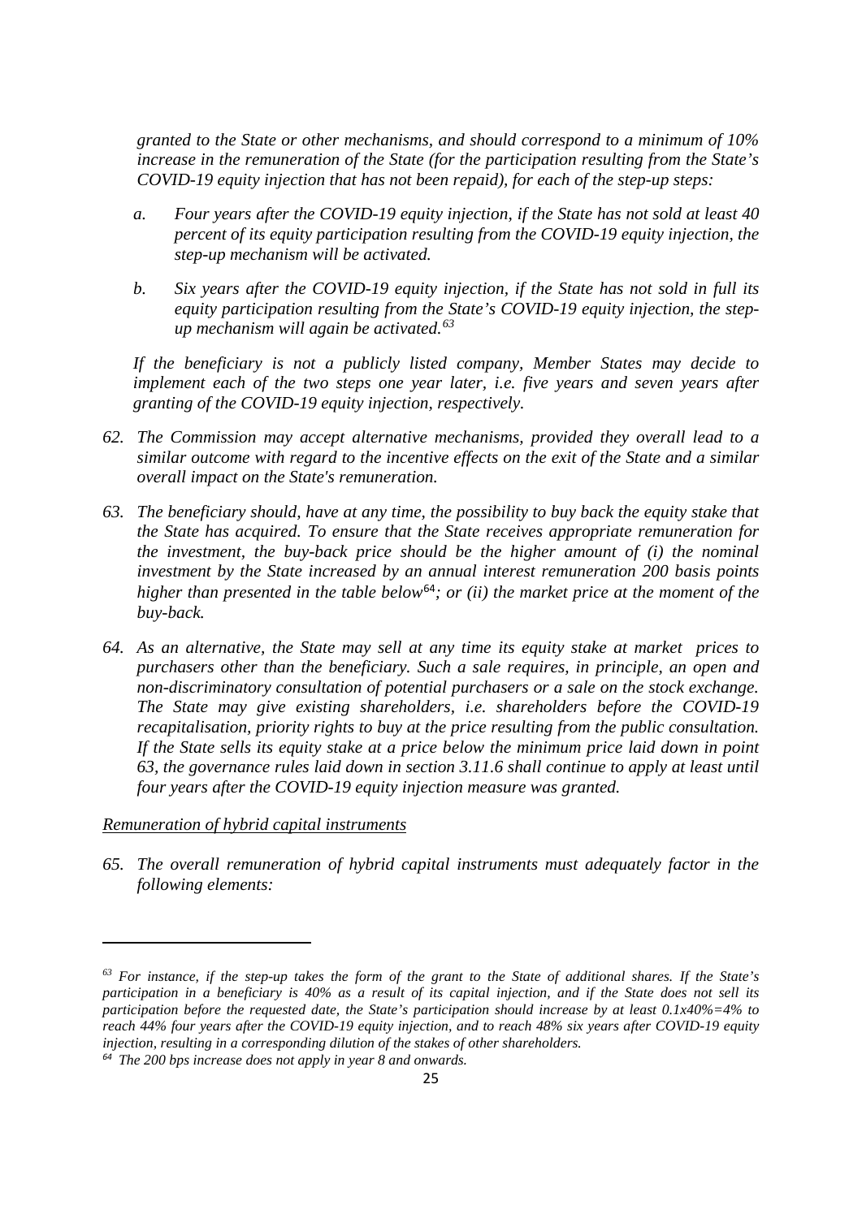*granted to the State or other mechanisms, and should correspond to a minimum of 10% increase in the remuneration of the State (for the participation resulting from the State's COVID-19 equity injection that has not been repaid), for each of the step-up steps:*

   *a. Four years after the COVID-19 equity injection, if the State has not sold at least 40 percent of its equity participation resulting from the COVID-19 equity injection, the step-up mechanism will be activated.*

   *b. Six years after the COVID-19 equity injection, if the State has not sold in full its equity participation resulting from the State's COVID-19 equity injection, the step-up mechanism will again be activated.*[63]

   *If the beneficiary is not a publicly listed company, Member States may decide to implement each of the two steps one year later, i.e. five years and seven years after granting of the COVID-19 equity injection, respectively.*

*62. The Commission may accept alternative mechanisms, provided they overall lead to a similar outcome with regard to the incentive effects on the exit of the State and a similar overall impact on the State's remuneration.*

*63. The beneficiary should, have at any time, the possibility to buy back the equity stake that the State has acquired. To ensure that the State receives appropriate remuneration for the investment, the buy-back price should be the higher amount of (i) the nominal investment by the State increased by an annual interest remuneration 200 basis points higher than presented in the table below*[64]*; or (ii) the market price at the moment of the buy-back.*

*64. As an alternative, the State may sell at any time its equity stake at market prices to purchasers other than the beneficiary. Such a sale requires, in principle, an open and non-discriminatory consultation of potential purchasers or a sale on the stock exchange. The State may give existing shareholders, i.e. shareholders before the COVID-19 recapitalisation, priority rights to buy at the price resulting from the public consultation. If the State sells its equity stake at a price below the minimum price laid down in point 63, the governance rules laid down in section 3.11.6 shall continue to apply at least until four years after the COVID-19 equity injection measure was granted.*

*Remuneration of hybrid capital instruments*

*65. The overall remuneration of hybrid capital instruments must adequately factor in the following elements:*

---

[63] *For instance, if the step-up takes the form of the grant to the State of additional shares. If the State's participation in a beneficiary is 40% as a result of its capital injection, and if the State does not sell its participation before the requested date, the State's participation should increase by at least 0.1x40%=4% to reach 44% four years after the COVID-19 equity injection, and to reach 48% six years after COVID-19 equity injection, resulting in a corresponding dilution of the stakes of other shareholders.*

[64] *The 200 bps increase does not apply in year 8 and onwards.*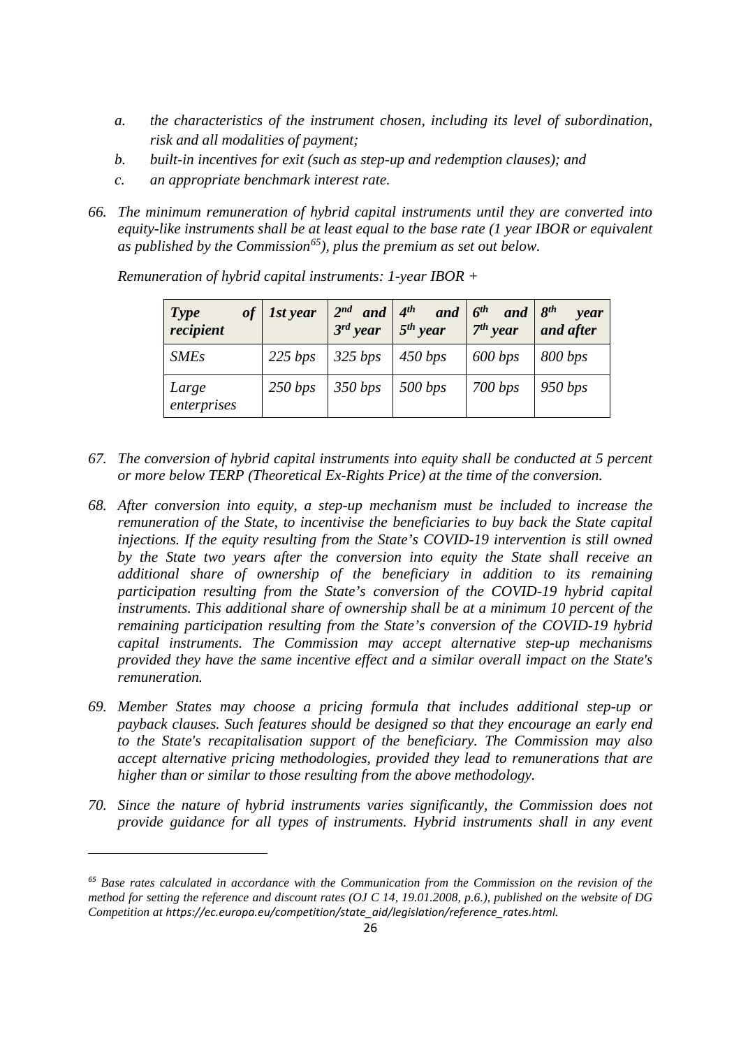*a. the characteristics of the instrument chosen, including its level of subordination, risk and all modalities of payment;*

*b. built-in incentives for exit (such as step-up and redemption clauses); and*

*c. an appropriate benchmark interest rate.*

*66. The minimum remuneration of hybrid capital instruments until they are converted into equity-like instruments shall be at least equal to the base rate (1 year IBOR or equivalent as published by the Commission[65]), plus the premium as set out below.*

*Remuneration of hybrid capital instruments: 1-year IBOR +*

| *Type of recipient* | *1st year* | *2nd and 3rd year* | *4th and 5th year* | *6th and 7th year* | *8th year and after* |
|---|---|---|---|---|---|
| *SMEs* | *225 bps* | *325 bps* | *450 bps* | *600 bps* | *800 bps* |
| *Large enterprises* | *250 bps* | *350 bps* | *500 bps* | *700 bps* | *950 bps* |

*67. The conversion of hybrid capital instruments into equity shall be conducted at 5 percent or more below TERP (Theoretical Ex-Rights Price) at the time of the conversion.*

*68. After conversion into equity, a step-up mechanism must be included to increase the remuneration of the State, to incentivise the beneficiaries to buy back the State capital injections. If the equity resulting from the State's COVID-19 intervention is still owned by the State two years after the conversion into equity the State shall receive an additional share of ownership of the beneficiary in addition to its remaining participation resulting from the State's conversion of the COVID-19 hybrid capital instruments. This additional share of ownership shall be at a minimum 10 percent of the remaining participation resulting from the State's conversion of the COVID-19 hybrid capital instruments. The Commission may accept alternative step-up mechanisms provided they have the same incentive effect and a similar overall impact on the State's remuneration.*

*69. Member States may choose a pricing formula that includes additional step-up or payback clauses. Such features should be designed so that they encourage an early end to the State's recapitalisation support of the beneficiary. The Commission may also accept alternative pricing methodologies, provided they lead to remunerations that are higher than or similar to those resulting from the above methodology.*

*70. Since the nature of hybrid instruments varies significantly, the Commission does not provide guidance for all types of instruments. Hybrid instruments shall in any event*

---

*[65] Base rates calculated in accordance with the Communication from the Commission on the revision of the method for setting the reference and discount rates (OJ C 14, 19.01.2008, p.6.), published on the website of DG Competition at https://ec.europa.eu/competition/state_aid/legislation/reference_rates.html.*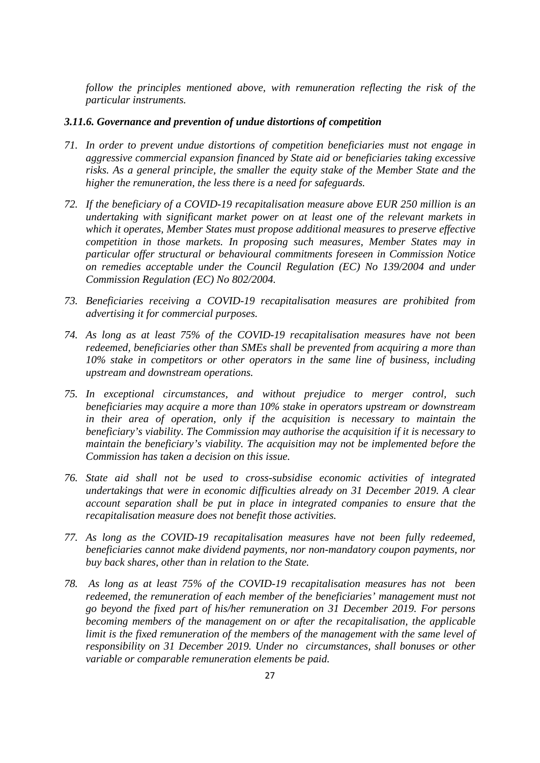*follow the principles mentioned above, with remuneration reflecting the risk of the particular instruments.*

### *3.11.6. Governance and prevention of undue distortions of competition*

71. *In order to prevent undue distortions of competition beneficiaries must not engage in aggressive commercial expansion financed by State aid or beneficiaries taking excessive risks. As a general principle, the smaller the equity stake of the Member State and the higher the remuneration, the less there is a need for safeguards.*

72. *If the beneficiary of a COVID-19 recapitalisation measure above EUR 250 million is an undertaking with significant market power on at least one of the relevant markets in which it operates, Member States must propose additional measures to preserve effective competition in those markets. In proposing such measures, Member States may in particular offer structural or behavioural commitments foreseen in Commission Notice on remedies acceptable under the Council Regulation (EC) No 139/2004 and under Commission Regulation (EC) No 802/2004.*

73. *Beneficiaries receiving a COVID-19 recapitalisation measures are prohibited from advertising it for commercial purposes.*

74. *As long as at least 75% of the COVID-19 recapitalisation measures have not been redeemed, beneficiaries other than SMEs shall be prevented from acquiring a more than 10% stake in competitors or other operators in the same line of business, including upstream and downstream operations.*

75. *In exceptional circumstances, and without prejudice to merger control, such beneficiaries may acquire a more than 10% stake in operators upstream or downstream in their area of operation, only if the acquisition is necessary to maintain the beneficiary's viability. The Commission may authorise the acquisition if it is necessary to maintain the beneficiary's viability. The acquisition may not be implemented before the Commission has taken a decision on this issue.*

76. *State aid shall not be used to cross-subsidise economic activities of integrated undertakings that were in economic difficulties already on 31 December 2019. A clear account separation shall be put in place in integrated companies to ensure that the recapitalisation measure does not benefit those activities.*

77. *As long as the COVID-19 recapitalisation measures have not been fully redeemed, beneficiaries cannot make dividend payments, nor non-mandatory coupon payments, nor buy back shares, other than in relation to the State.*

78. *As long as at least 75% of the COVID-19 recapitalisation measures has not been redeemed, the remuneration of each member of the beneficiaries' management must not go beyond the fixed part of his/her remuneration on 31 December 2019. For persons becoming members of the management on or after the recapitalisation, the applicable limit is the fixed remuneration of the members of the management with the same level of responsibility on 31 December 2019. Under no circumstances, shall bonuses or other variable or comparable remuneration elements be paid.*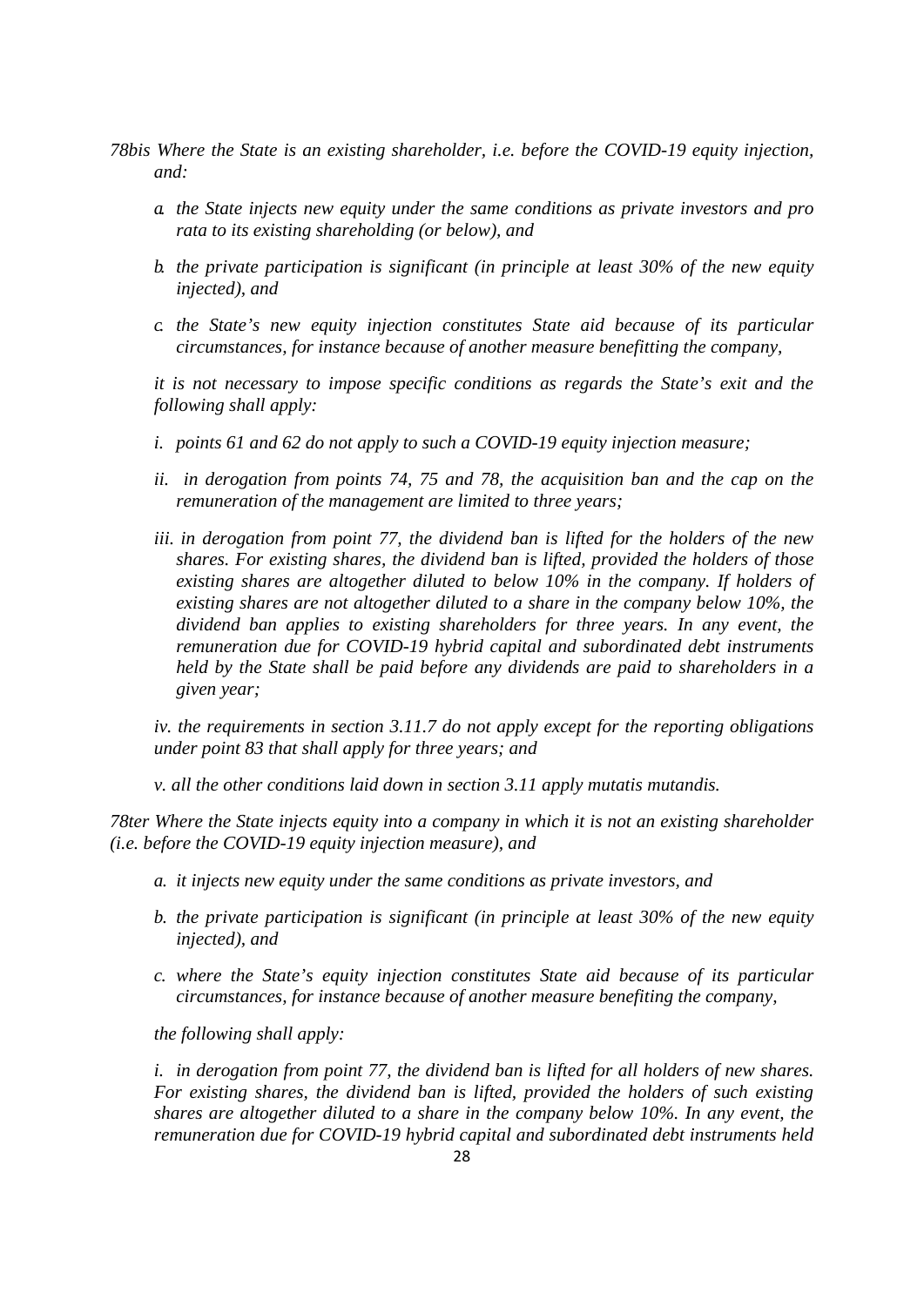*78bis Where the State is an existing shareholder, i.e. before the COVID-19 equity injection, and:*

*a. the State injects new equity under the same conditions as private investors and pro rata to its existing shareholding (or below), and*

*b. the private participation is significant (in principle at least 30% of the new equity injected), and*

*c. the State's new equity injection constitutes State aid because of its particular circumstances, for instance because of another measure benefitting the company,*

*it is not necessary to impose specific conditions as regards the State's exit and the following shall apply:*

*i. points 61 and 62 do not apply to such a COVID-19 equity injection measure;*

*ii. in derogation from points 74, 75 and 78, the acquisition ban and the cap on the remuneration of the management are limited to three years;*

*iii. in derogation from point 77, the dividend ban is lifted for the holders of the new shares. For existing shares, the dividend ban is lifted, provided the holders of those existing shares are altogether diluted to below 10% in the company. If holders of existing shares are not altogether diluted to a share in the company below 10%, the dividend ban applies to existing shareholders for three years. In any event, the remuneration due for COVID-19 hybrid capital and subordinated debt instruments held by the State shall be paid before any dividends are paid to shareholders in a given year;*

*iv. the requirements in section 3.11.7 do not apply except for the reporting obligations under point 83 that shall apply for three years; and*

*v. all the other conditions laid down in section 3.11 apply mutatis mutandis.*

*78ter Where the State injects equity into a company in which it is not an existing shareholder (i.e. before the COVID-19 equity injection measure), and*

*a. it injects new equity under the same conditions as private investors, and*

*b. the private participation is significant (in principle at least 30% of the new equity injected), and*

*c. where the State's equity injection constitutes State aid because of its particular circumstances, for instance because of another measure benefiting the company,*

*the following shall apply:*

*i. in derogation from point 77, the dividend ban is lifted for all holders of new shares. For existing shares, the dividend ban is lifted, provided the holders of such existing shares are altogether diluted to a share in the company below 10%. In any event, the remuneration due for COVID-19 hybrid capital and subordinated debt instruments held*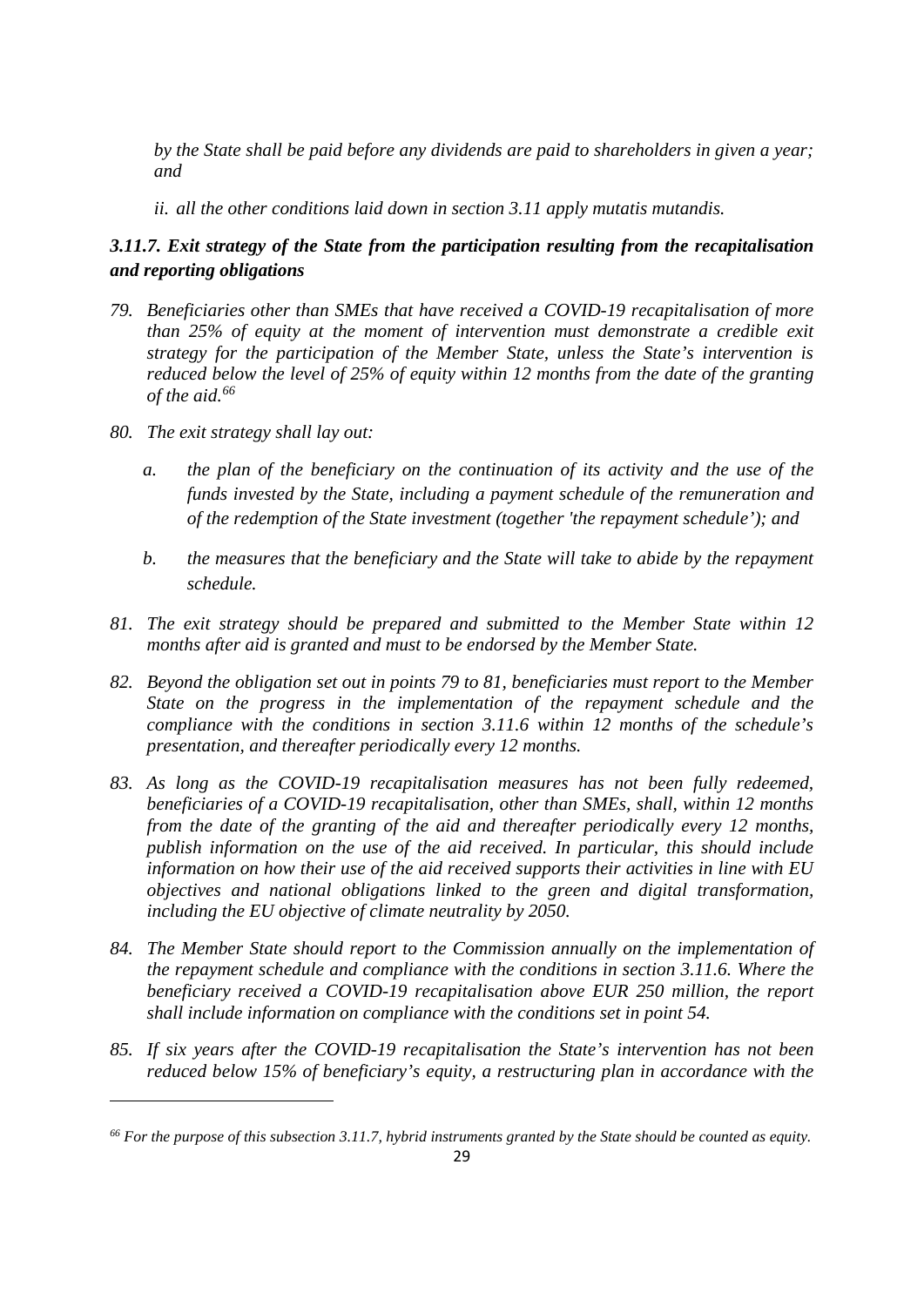*by the State shall be paid before any dividends are paid to shareholders in given a year; and*

*ii. all the other conditions laid down in section 3.11 apply mutatis mutandis.*

### *3.11.7. Exit strategy of the State from the participation resulting from the recapitalisation and reporting obligations*

*79. Beneficiaries other than SMEs that have received a COVID-19 recapitalisation of more than 25% of equity at the moment of intervention must demonstrate a credible exit strategy for the participation of the Member State, unless the State's intervention is reduced below the level of 25% of equity within 12 months from the date of the granting of the aid.*[66]

*80. The exit strategy shall lay out:*

*a. the plan of the beneficiary on the continuation of its activity and the use of the funds invested by the State, including a payment schedule of the remuneration and of the redemption of the State investment (together 'the repayment schedule'); and*

*b. the measures that the beneficiary and the State will take to abide by the repayment schedule.*

*81. The exit strategy should be prepared and submitted to the Member State within 12 months after aid is granted and must to be endorsed by the Member State.*

*82. Beyond the obligation set out in points 79 to 81, beneficiaries must report to the Member State on the progress in the implementation of the repayment schedule and the compliance with the conditions in section 3.11.6 within 12 months of the schedule's presentation, and thereafter periodically every 12 months.*

*83. As long as the COVID-19 recapitalisation measures has not been fully redeemed, beneficiaries of a COVID-19 recapitalisation, other than SMEs, shall, within 12 months from the date of the granting of the aid and thereafter periodically every 12 months, publish information on the use of the aid received. In particular, this should include information on how their use of the aid received supports their activities in line with EU objectives and national obligations linked to the green and digital transformation, including the EU objective of climate neutrality by 2050.*

*84. The Member State should report to the Commission annually on the implementation of the repayment schedule and compliance with the conditions in section 3.11.6. Where the beneficiary received a COVID-19 recapitalisation above EUR 250 million, the report shall include information on compliance with the conditions set in point 54.*

*85. If six years after the COVID-19 recapitalisation the State's intervention has not been reduced below 15% of beneficiary's equity, a restructuring plan in accordance with the*

---

[66] *For the purpose of this subsection 3.11.7, hybrid instruments granted by the State should be counted as equity.*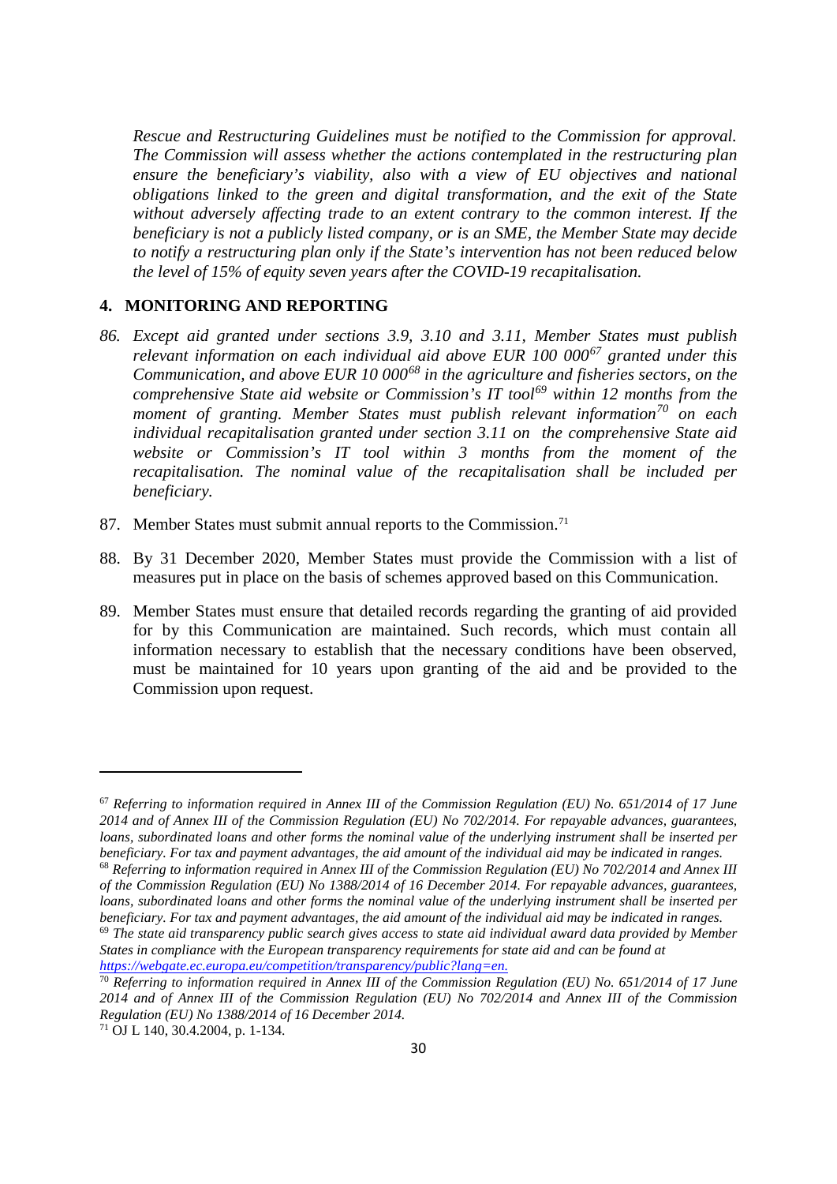*Rescue and Restructuring Guidelines must be notified to the Commission for approval. The Commission will assess whether the actions contemplated in the restructuring plan ensure the beneficiary's viability, also with a view of EU objectives and national obligations linked to the green and digital transformation, and the exit of the State without adversely affecting trade to an extent contrary to the common interest. If the beneficiary is not a publicly listed company, or is an SME, the Member State may decide to notify a restructuring plan only if the State's intervention has not been reduced below the level of 15% of equity seven years after the COVID-19 recapitalisation.*

## 4. MONITORING AND REPORTING

86. *Except aid granted under sections 3.9, 3.10 and 3.11, Member States must publish relevant information on each individual aid above EUR 100 000*[67] *granted under this Communication, and above EUR 10 000*[68] *in the agriculture and fisheries sectors, on the comprehensive State aid website or Commission's IT tool*[69] *within 12 months from the moment of granting. Member States must publish relevant information*[70] *on each individual recapitalisation granted under section 3.11 on the comprehensive State aid website or Commission's IT tool within 3 months from the moment of the recapitalisation. The nominal value of the recapitalisation shall be included per beneficiary.*

87. Member States must submit annual reports to the Commission.[71]

88. By 31 December 2020, Member States must provide the Commission with a list of measures put in place on the basis of schemes approved based on this Communication.

89. Member States must ensure that detailed records regarding the granting of aid provided for by this Communication are maintained. Such records, which must contain all information necessary to establish that the necessary conditions have been observed, must be maintained for 10 years upon granting of the aid and be provided to the Commission upon request.

---

[67] *Referring to information required in Annex III of the Commission Regulation (EU) No. 651/2014 of 17 June 2014 and of Annex III of the Commission Regulation (EU) No 702/2014. For repayable advances, guarantees, loans, subordinated loans and other forms the nominal value of the underlying instrument shall be inserted per beneficiary. For tax and payment advantages, the aid amount of the individual aid may be indicated in ranges.*

[68] *Referring to information required in Annex III of the Commission Regulation (EU) No 702/2014 and Annex III of the Commission Regulation (EU) No 1388/2014 of 16 December 2014. For repayable advances, guarantees, loans, subordinated loans and other forms the nominal value of the underlying instrument shall be inserted per beneficiary. For tax and payment advantages, the aid amount of the individual aid may be indicated in ranges.*

[69] *The state aid transparency public search gives access to state aid individual award data provided by Member States in compliance with the European transparency requirements for state aid and can be found at https://webgate.ec.europa.eu/competition/transparency/public?lang=en.*

[70] *Referring to information required in Annex III of the Commission Regulation (EU) No. 651/2014 of 17 June 2014 and of Annex III of the Commission Regulation (EU) No 702/2014 and Annex III of the Commission Regulation (EU) No 1388/2014 of 16 December 2014.*

[71] OJ L 140, 30.4.2004, p. 1-134.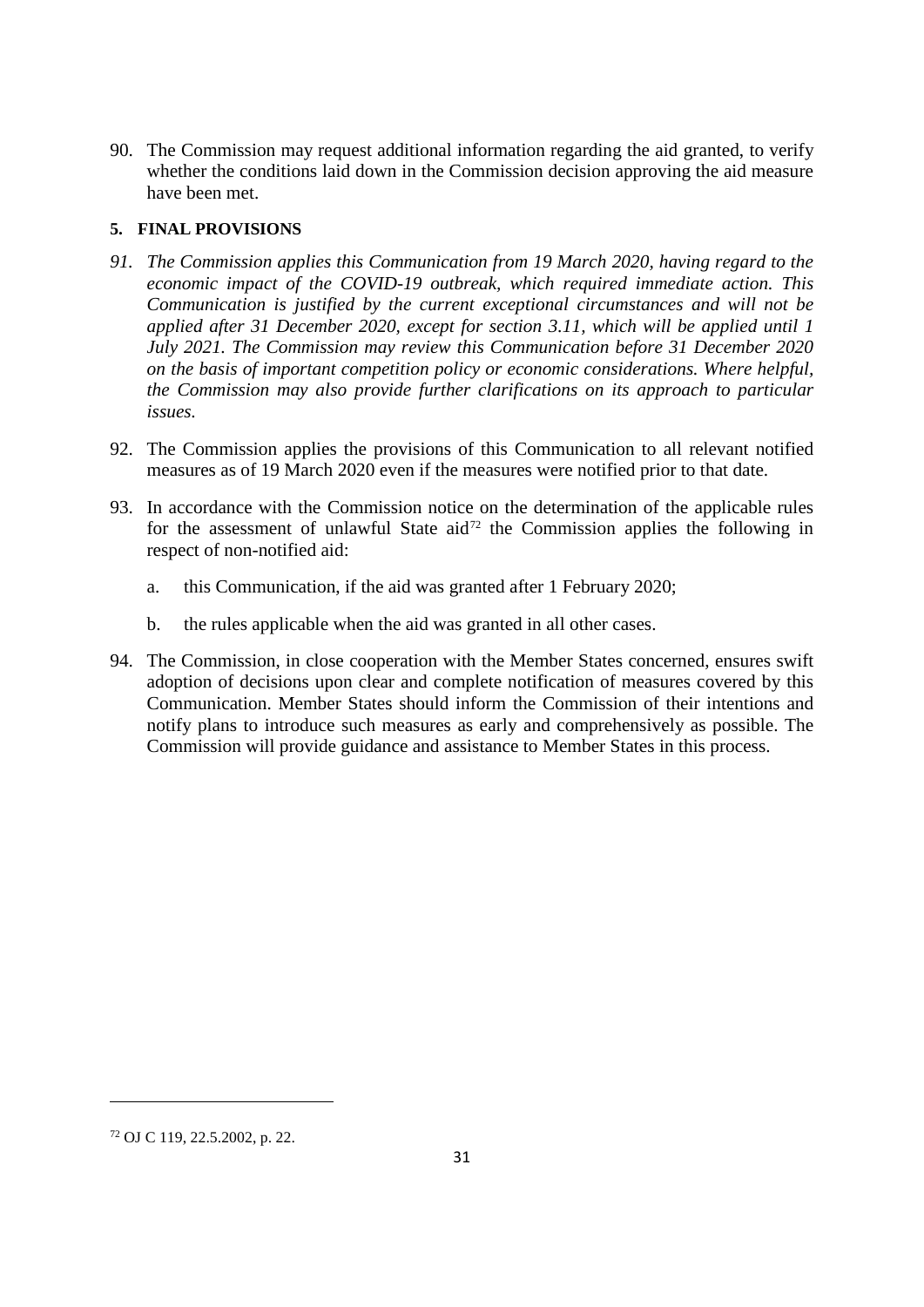90. The Commission may request additional information regarding the aid granted, to verify whether the conditions laid down in the Commission decision approving the aid measure have been met.

## 5. FINAL PROVISIONS

*91. The Commission applies this Communication from 19 March 2020, having regard to the economic impact of the COVID-19 outbreak, which required immediate action. This Communication is justified by the current exceptional circumstances and will not be applied after 31 December 2020, except for section 3.11, which will be applied until 1 July 2021. The Commission may review this Communication before 31 December 2020 on the basis of important competition policy or economic considerations. Where helpful, the Commission may also provide further clarifications on its approach to particular issues.*

92. The Commission applies the provisions of this Communication to all relevant notified measures as of 19 March 2020 even if the measures were notified prior to that date.

93. In accordance with the Commission notice on the determination of the applicable rules for the assessment of unlawful State aid[72] the Commission applies the following in respect of non-notified aid:

   a. this Communication, if the aid was granted after 1 February 2020;

   b. the rules applicable when the aid was granted in all other cases.

94. The Commission, in close cooperation with the Member States concerned, ensures swift adoption of decisions upon clear and complete notification of measures covered by this Communication. Member States should inform the Commission of their intentions and notify plans to introduce such measures as early and comprehensively as possible. The Commission will provide guidance and assistance to Member States in this process.

---

[72] OJ C 119, 22.5.2002, p. 22.